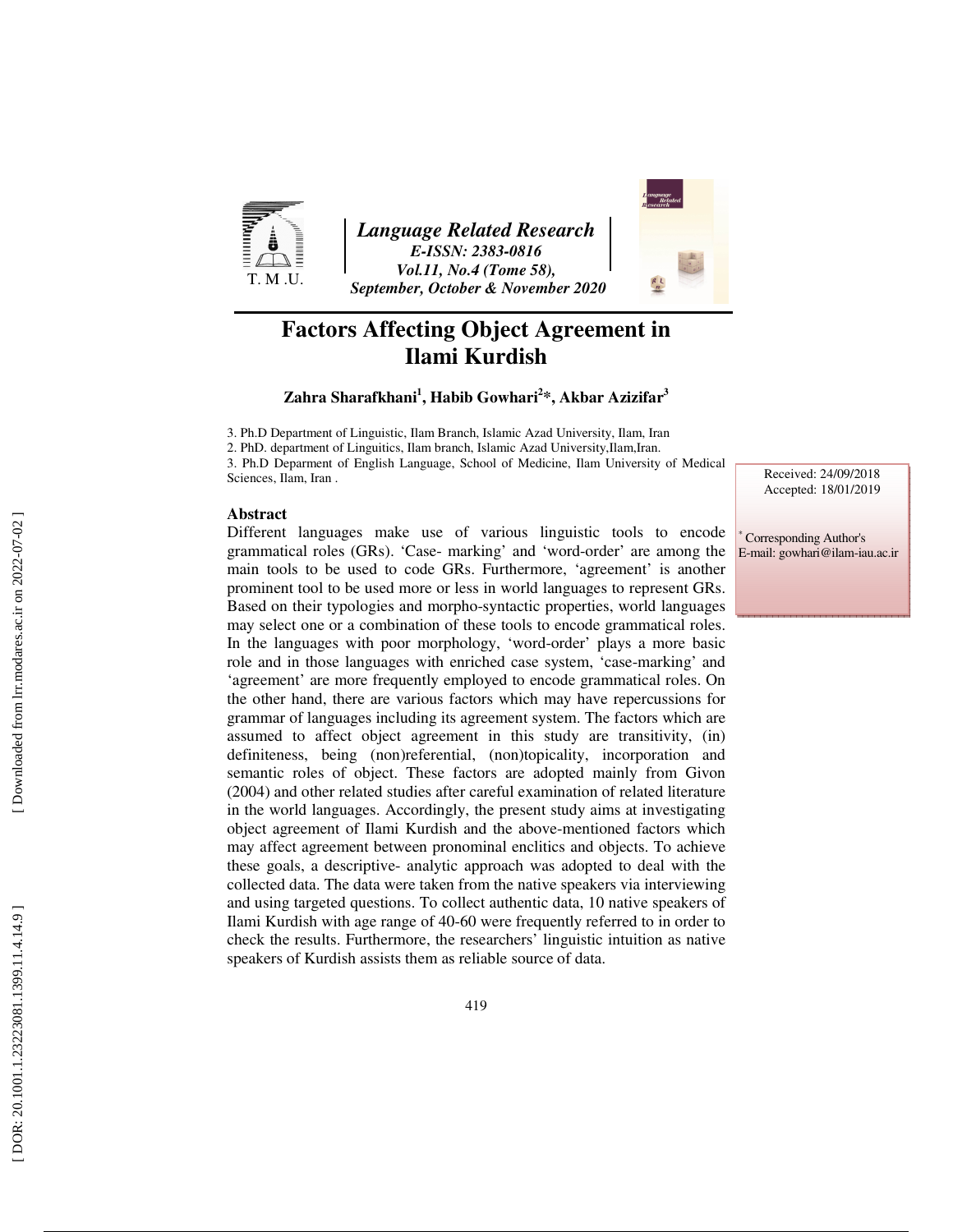# Factors Affecting Object Agreement in Ilami Kurdish

**Zahra Sharafkhani[1], Habib Gowhari[2]*, Akbar Azizifar[3]**

3. Ph.D Department of Linguistic, Ilam Branch, Islamic Azad University, Ilam, Iran
2. PhD. department of Linguitics, Ilam branch, Islamic Azad University,Ilam,Iran.
3. Ph.D Deparment of English Language, School of Medicine, Ilam University of Medical Sciences, Ilam, Iran .

Received: 24/09/2018
Accepted: 18/01/2019

* Corresponding Author's
E-mail: gowhari@ilam-iau.ac.ir

## Abstract

Different languages make use of various linguistic tools to encode grammatical roles (GRs). 'Case- marking' and 'word-order' are among the main tools to be used to code GRs. Furthermore, 'agreement' is another prominent tool to be used more or less in world languages to represent GRs. Based on their typologies and morpho-syntactic properties, world languages may select one or a combination of these tools to encode grammatical roles. In the languages with poor morphology, 'word-order' plays a more basic role and in those languages with enriched case system, 'case-marking' and 'agreement' are more frequently employed to encode grammatical roles. On the other hand, there are various factors which may have repercussions for grammar of languages including its agreement system. The factors which are assumed to affect object agreement in this study are transitivity, (in) definiteness, being (non)referential, (non)topicality, incorporation and semantic roles of object. These factors are adopted mainly from Givon (2004) and other related studies after careful examination of related literature in the world languages. Accordingly, the present study aims at investigating object agreement of Ilami Kurdish and the above-mentioned factors which may affect agreement between pronominal enclitics and objects. To achieve these goals, a descriptive- analytic approach was adopted to deal with the collected data. The data were taken from the native speakers via interviewing and using targeted questions. To collect authentic data, 10 native speakers of Ilami Kurdish with age range of 40-60 were frequently referred to in order to check the results. Furthermore, the researchers' linguistic intuition as native speakers of Kurdish assists them as reliable source of data.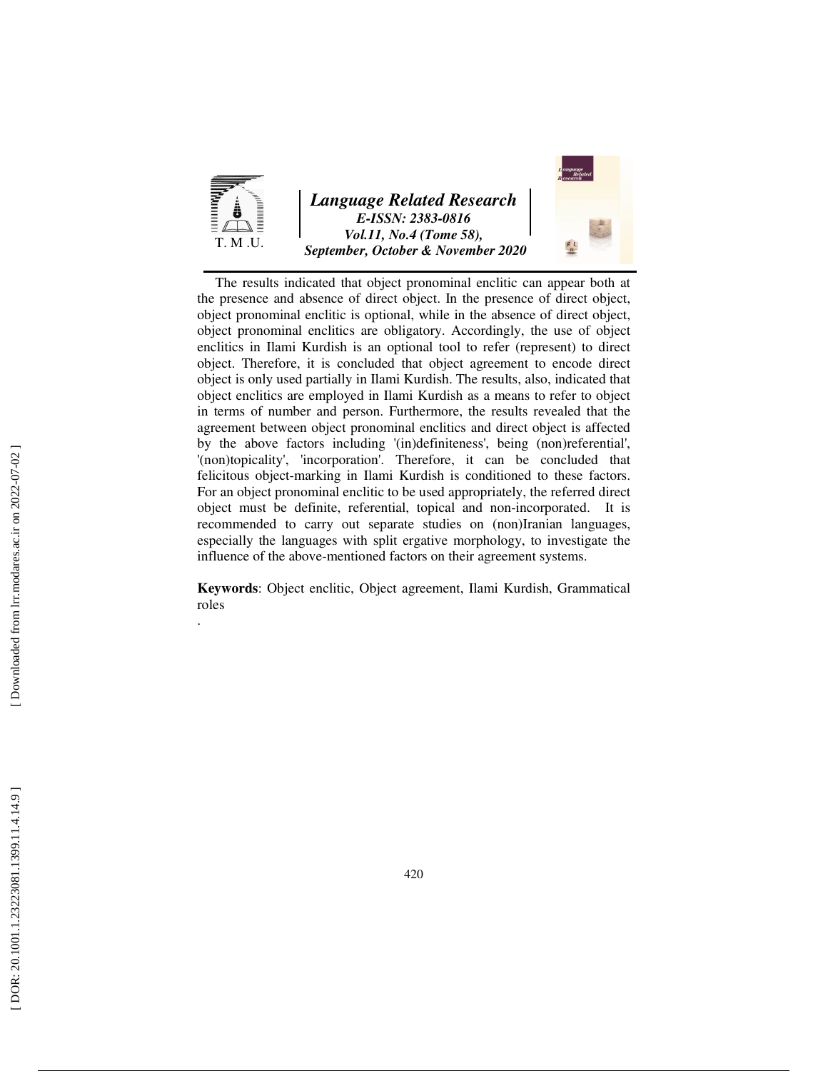The results indicated that object pronominal enclitic can appear both at the presence and absence of direct object. In the presence of direct object, object pronominal enclitic is optional, while in the absence of direct object, object pronominal enclitics are obligatory. Accordingly, the use of object enclitics in Ilami Kurdish is an optional tool to refer (represent) to direct object. Therefore, it is concluded that object agreement to encode direct object is only used partially in Ilami Kurdish. The results, also, indicated that object enclitics are employed in Ilami Kurdish as a means to refer to object in terms of number and person. Furthermore, the results revealed that the agreement between object pronominal enclitics and direct object is affected by the above factors including '(in)definiteness', being (non)referential', '(non)topicality', 'incorporation'. Therefore, it can be concluded that felicitous object-marking in Ilami Kurdish is conditioned to these factors. For an object pronominal enclitic to be used appropriately, the referred direct object must be definite, referential, topical and non-incorporated. It is recommended to carry out separate studies on (non)Iranian languages, especially the languages with split ergative morphology, to investigate the influence of the above-mentioned factors on their agreement systems.

**Keywords**: Object enclitic, Object agreement, Ilami Kurdish, Grammatical roles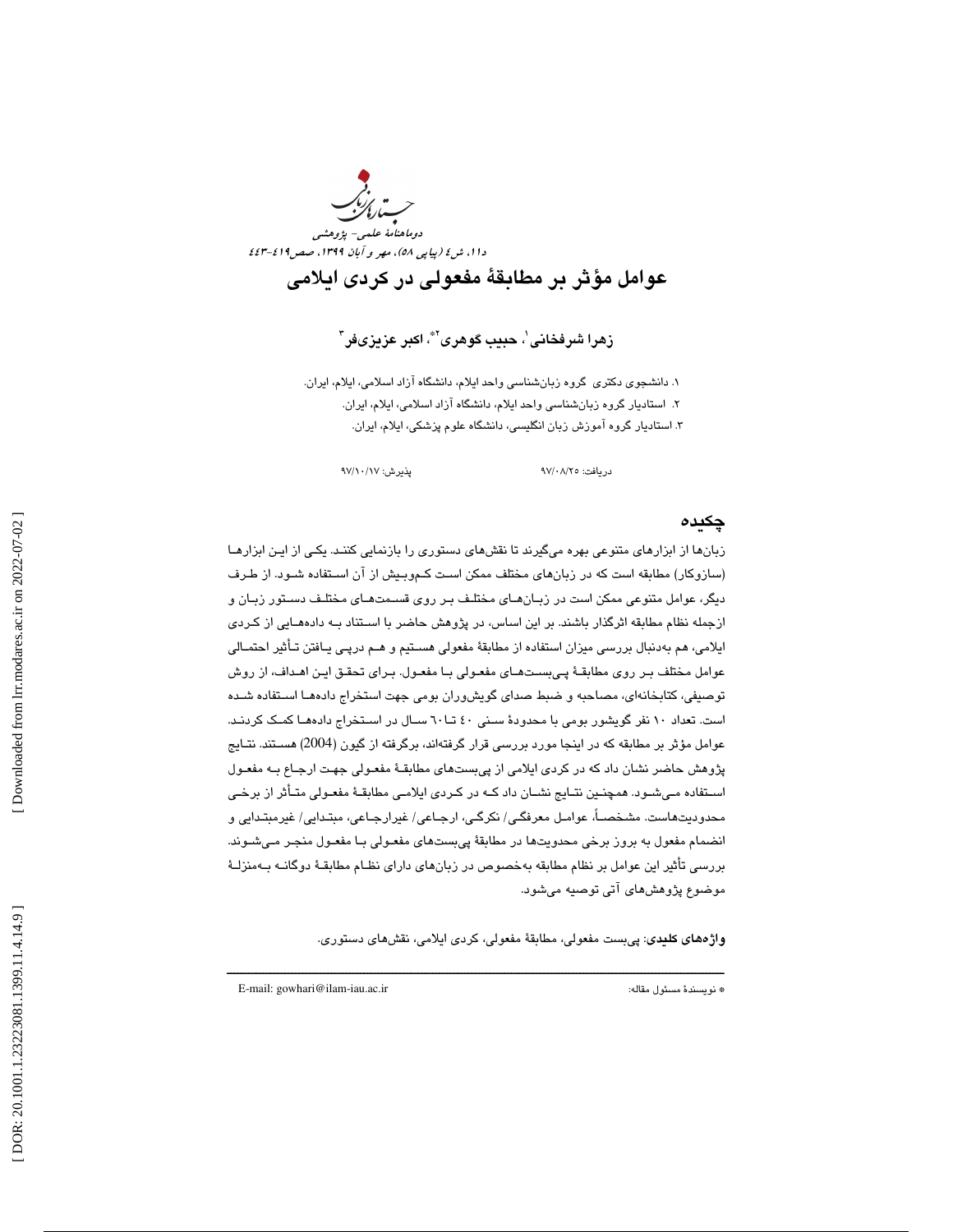# عوامل مؤثر بر مطابقۀ مفعولی در کردی ایلامی

**زهرا شرفخانی[1]، حبیب گوهری[2*]، اکبر عزیزی‌فر[3]**

۱. دانشجوی دکتری گروه زبان‌شناسی واحد ایلام، دانشگاه آزاد اسلامی، ایلام، ایران.

۲. استادیار گروه زبان‌شناسی واحد ایلام، دانشگاه آزاد اسلامی، ایلام، ایران.

۳. استادیار گروه آموزش زبان انگلیسی، دانشگاه علوم پزشکی، ایلام، ایران.

دریافت: ۹۷/۰۸/۲۵ پذیرش: ۹۷/۱۰/۱۷

## چکیده

زبان‌ها از ابزارهای متنوعی بهره می‌گیرند تا نقش‌های دستوری را بازنمایی کنند. یکی از این ابزارها (سازوکار) مطابقه است که در زبان‌های مختلف ممکن است کم‌وبیش از آن استفاده شود. از طرف دیگر، عوامل متنوعی ممکن است در زبان‌های مختلف بر روی قسمت‌های مختلف دستور زبان و ازجمله نظام مطابقه اثرگذار باشند. بر این اساس، در پژوهش حاضر با استناد به داده‌هایی از کردی ایلامی، هم به‌دنبال بررسی میزان استفاده از مطابقۀ مفعولی هستیم و هم درپی یافتن تأثیر احتمالی عوامل مختلف بر روی مطابقۀ پی‌بست‌های مفعولی با مفعول. برای تحقق این اهداف، از روش توصیفی، کتابخانه‌ای، مصاحبه و ضبط صدای گویشوران بومی جهت استخراج داده‌ها استفاده شده است. تعداد ۱۰ نفر گویشور بومی با محدودۀ سنی ۴۰ تا۶۰ سال در استخراج داده‌ها کمک کردند. عوامل مؤثر بر مطابقه که در اینجا مورد بررسی قرار گرفته‌اند، برگرفته از گیون (2004) هستند. نتایج پژوهش حاضر نشان داد که در کردی ایلامی از پی‌بست‌های مطابقۀ مفعولی جهت ارجاع به مفعول استفاده می‌شود. همچنین نتایج نشان داد که در کردی ایلامی مطابقۀ مفعولی متأثر از برخی محدودیت‌هاست. مشخصاً، عوامل معرفگی/ نکرگی، ارجاعی/ غیرارجاعی، مبتدایی/ غیرمبتدایی و انضمام مفعول به بروز برخی محدویت‌ها در مطابقۀ پی‌بست‌های مفعولی با مفعول منجر می‌شوند. بررسی تأثیر این عوامل بر نظام مطابقه به‌خصوص در زبان‌های دارای نظام مطابقۀ دوگانه به‌منزلۀ موضوع پژوهش‌های آتی توصیه می‌شود.

**واژه‌های کلیدی:** پی‌بست مفعولی، مطابقۀ مفعولی، کردی ایلامی، نقش‌های دستوری.

---

* نویسندۀ مسئول مقاله: E-mail: gowhari@ilam-iau.ac.ir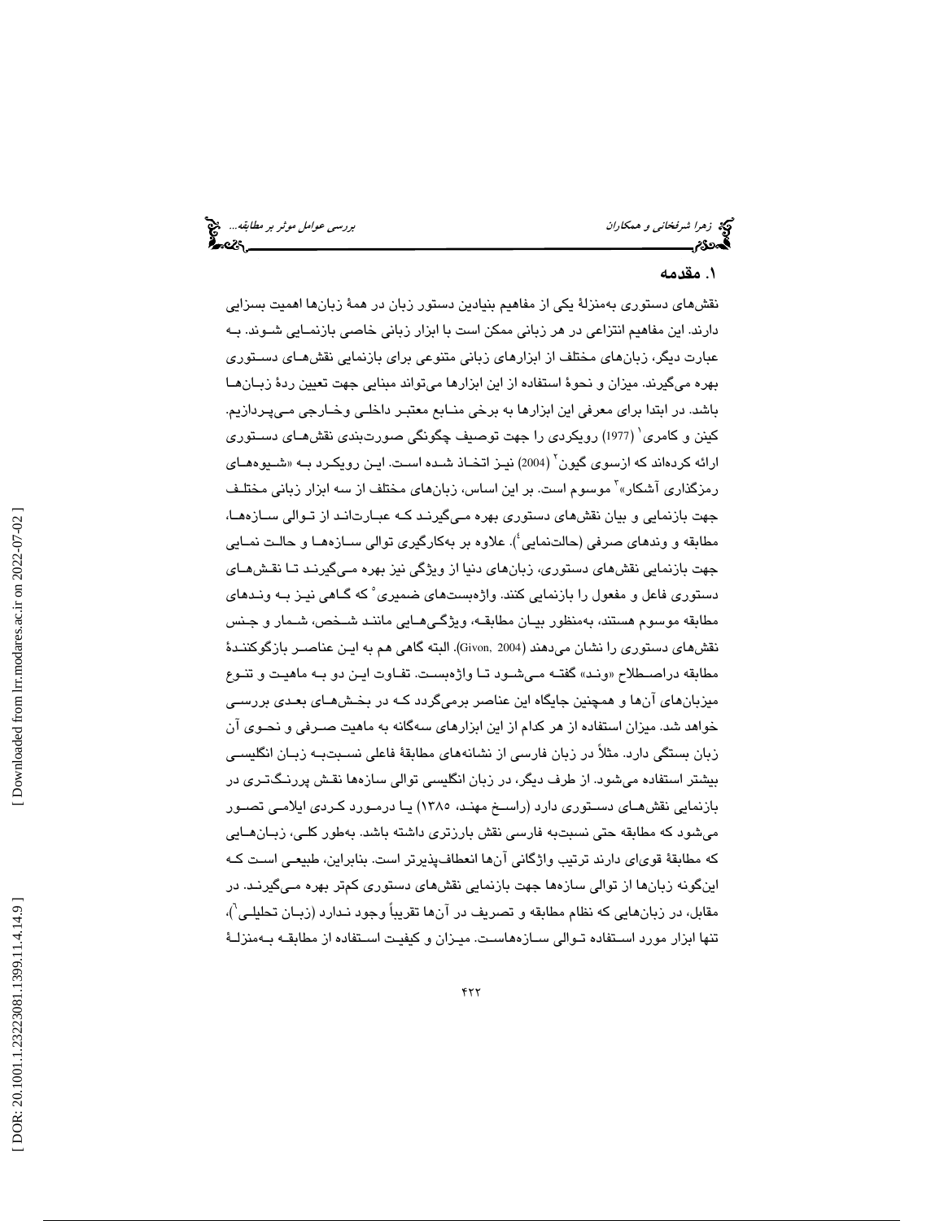## ۱. مقدمه

نقش‌های دستوری به‌منزلهٔ یکی از مفاهیم بنیادین دستور زبان در همهٔ زبان‌ها اهمیت بسزایی دارند. این مفاهیم انتزاعی در هر زبانی ممکن است با ابزار زبانی خاصی بازنمایی شوند. به عبارت دیگر، زبان‌های مختلف از ابزارهای زبانی متنوعی برای بازنمایی نقش‌های دستوری بهره می‌گیرند. میزان و نحوهٔ استفاده از این ابزارها می‌تواند مبنایی جهت تعیین ردهٔ زبان‌ها باشد. در ابتدا برای معرفی این ابزارها به برخی منابع معتبر داخلی و خارجی می‌پردازیم. کینن و کامری[1] (1977) رویکردی را جهت توصیف چگونگی صورت‌بندی نقش‌های دستوری ارائه کرده‌اند که ازسوی گیون[2] (2004) نیز اتخاذ شده است. این رویکرد به «شیوه‌های رمزگذاری آشکار»[3] موسوم است. بر این اساس، زبان‌های مختلف از سه ابزار زبانی مختلف جهت بازنمایی و بیان نقش‌های دستوری بهره می‌گیرند که عبارت‌اند از توالی سازه‌ها، مطابقه و وندهای صرفی (حالت‌نمایی[4]). علاوه بر به‌کارگیری توالی سازه‌ها و حالت نمایی جهت بازنمایی نقش‌های دستوری، زبان‌های دنیا از ویژگی نیز بهره می‌گیرند تا نقش‌های دستوری فاعل و مفعول را بازنمایی کنند. واژه‌بست‌های ضمیری[5] که گاهی نیز به وندهای مطابقه موسوم هستند، به‌منظور بیان مطابقه، ویژگی‌هایی مانند شخص، شمار و جنس نقش‌های دستوری را نشان می‌دهند (Givon, 2004). البته گاهی هم به این عناصر بازگوکنندهٔ مطابقه دراصطلاح «وند» گفته می‌شود تا واژه‌بست. تفاوت این دو به ماهیت و تنوع میزبان‌های آن‌ها و همچنین جایگاه این عناصر برمی‌گردد که در بخش‌های بعدی بررسی خواهد شد. میزان استفاده از هر کدام از این ابزارهای سه‌گانه به ماهیت صرفی و نحوی آن زبان بستگی دارد. مثلاً در زبان فارسی از نشانه‌های مطابقهٔ فاعلی نسبت‌به زبان انگلیسی بیشتر استفاده می‌شود. از طرف دیگر، در زبان انگلیسی توالی سازه‌ها نقش پررنگ‌تری در بازنمایی نقش‌های دستوری دارد (راسخ مهند، ۱۳۸۵) یا درمورد کردی ایلامی تصور می‌شود که مطابقه حتی نسبت‌به فارسی نقش بارزتری داشته باشد. به‌طور کلی، زبان‌هایی که مطابقهٔ قوی‌ای دارند ترتیب واژگانی آن‌ها انعطاف‌پذیرتر است. بنابراین، طبیعی است که این‌گونه زبان‌ها از توالی سازه‌ها جهت بازنمایی نقش‌های دستوری کم‌تر بهره می‌گیرند. در مقابل، در زبان‌هایی که نظام مطابقه و تصریف در آن‌ها تقریباً وجود ندارد (زبان تحلیلی[6])، تنها ابزار مورد استفاده توالی سازه‌هاست. میزان و کیفیت استفاده از مطابقه به‌منزلهٔ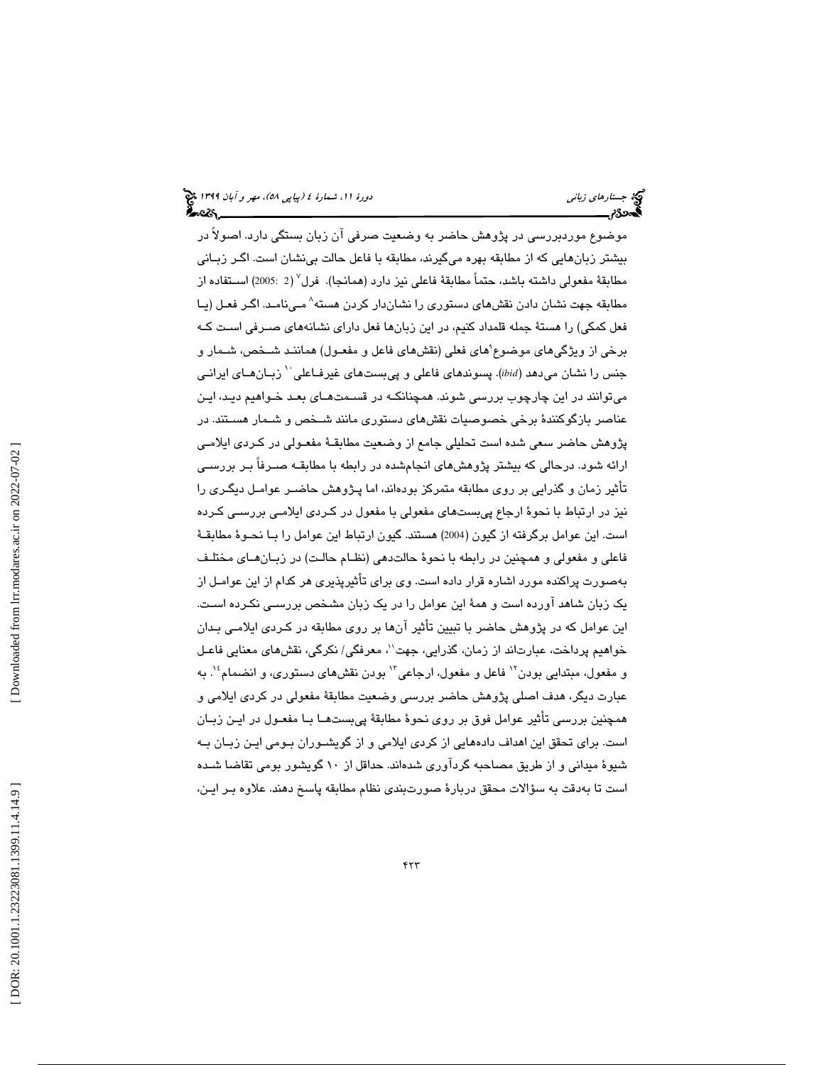موضوع موردبررسی در پژوهش حاضر به وضعیت صرفی آن زبان بستگی دارد. اصولاً در بیشتر زبان‌هایی که از مطابقه بهره می‌گیرند، مطابقه با فاعل حالت بی‌نشان است. اگر زبانی مطابقهٔ مفعولی داشته باشد، حتماً مطابقهٔ فاعلی نیز دارد (همانجا). فرل[7] (2 :2005) استفاده از مطابقه جهت نشان دادن نقش‌های دستوری را نشان‌دار کردن هسته[8] می‌نامد. اگر فعل (یا فعل کمکی) را هستهٔ جمله قلمداد کنیم، در این زبان‌ها فعل دارای نشانه‌های صرفی است که برخی از ویژگی‌های موضوع[9]های فعلی (نقش‌های فاعل و مفعول) همانند شخص، شمار و جنس را نشان می‌دهد (*ibid*). پسوندهای فاعلی و پی‌بست‌های غیرفاعلی[10] زبان‌های ایرانی می‌توانند در این چارچوب بررسی شوند. همچنانکه در قسمت‌های بعد خواهیم دید، این عناصر بازگوکنندهٔ برخی خصوصیات نقش‌های دستوری مانند شخص و شمار هستند. در پژوهش حاضر سعی شده است تحلیلی جامع از وضعیت مطابقهٔ مفعولی در کردی ایلامی ارائه شود. درحالی که بیشتر پژوهش‌های انجام‌شده در رابطه با مطابقه صرفاً بر بررسی تأثیر زمان و گذرایی بر روی مطابقه متمرکز بوده‌اند، اما پژوهش حاضر عوامل دیگری را نیز در ارتباط با نحوهٔ ارجاع پی‌بست‌های مفعولی با مفعول در کردی ایلامی بررسی کرده است. این عوامل برگرفته از گیون (2004) هستند. گیون ارتباط این عوامل را با نحوهٔ مطابقهٔ فاعلی و مفعولی و همچنین در رابطه با نحوهٔ حالت‌دهی (نظام حالت) در زبان‌های مختلف به‌صورت پراکنده مورد اشاره قرار داده است. وی برای تأثیرپذیری هر کدام از این عوامل از یک زبان شاهد آورده است و همهٔ این عوامل را در یک زبان مشخص بررسی نکرده است. این عوامل که در پژوهش حاضر با تبیین تأثیر آن‌ها بر روی مطابقه در کردی ایلامی بدان خواهیم پرداخت، عبارت‌اند از زمان، گذرایی، جهت[11]، معرفگی/ نکرگی، نقش‌های معنایی فاعل و مفعول، مبتدایی بودن[12] فاعل و مفعول، ارجاعی[13] بودن نقش‌های دستوری، و انضمام[14]. به عبارت دیگر، هدف اصلی پژوهش حاضر بررسی وضعیت مطابقهٔ مفعولی در کردی ایلامی و همچنین بررسی تأثیر عوامل فوق بر روی نحوهٔ مطابقهٔ پی‌بست‌ها با مفعول در این زبان است. برای تحقق این اهداف داده‌هایی از کردی ایلامی و از گویشوران بومی این زبان به شیوهٔ میدانی و از طریق مصاحبه گردآوری شده‌اند. حداقل از ۱۰ گویشور بومی تقاضا شده است تا به‌دقت به سؤالات محقق دربارهٔ صورت‌بندی نظام مطابقه پاسخ دهند. علاوه بر این،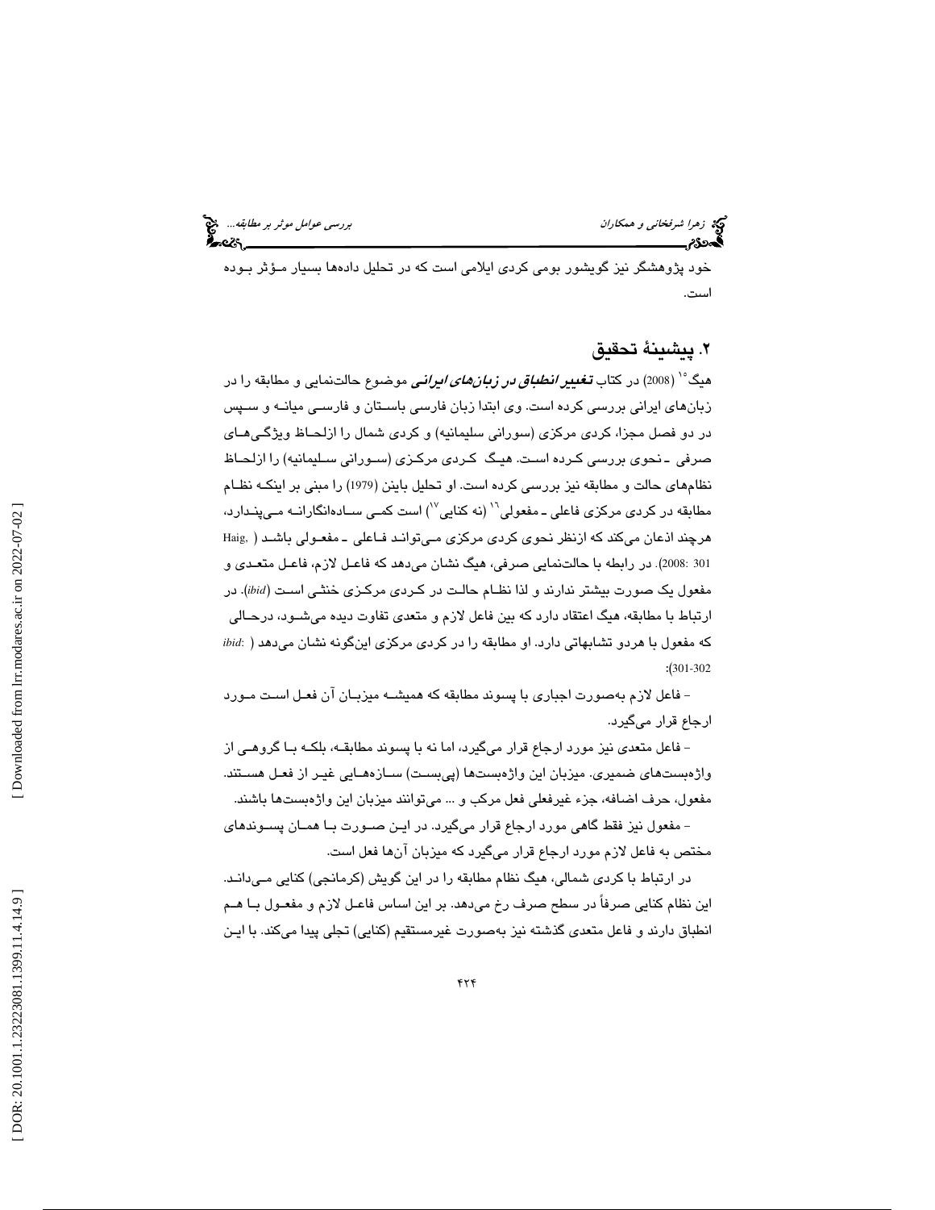خود پژوهشگر نیز گویشور بومی کردی ایلامی است که در تحلیل داده‌ها بسیار مؤثر بوده است.

## ۲. پیشینهٔ تحقیق

هیگ[۱۵] (2008) در کتاب ***تغییر انطباق در زبان‌های ایرانی*** موضوع حالت‌نمایی و مطابقه را در زبان‌های ایرانی بررسی کرده است. وی ابتدا زبان فارسی باستان و فارسی میانه و سپس در دو فصل مجزا، کردی مرکزی (سورانی سلیمانیه) و کردی شمال را ازلحاظ ویژگی‌های صرفی ـ نحوی بررسی کرده است. هیگ کردی مرکزی (سورانی سلیمانیه) را ازلحاظ نظام‌های حالت و مطابقه نیز بررسی کرده است. او تحلیل باینن (1979) را مبنی بر اینکه نظام مطابقه در کردی مرکزی فاعلی ـ مفعولی[۱۶] (نه کنایی[۱۷]) است کمی ساده‌انگارانه می‌پندارد، هرچند اذعان می‌کند که ازنظر نحوی کردی مرکزی می‌تواند فاعلی ـ مفعولی باشد (Haig, 2008: 301). در رابطه با حالت‌نمایی صرفی، هیگ نشان می‌دهد که فاعل لازم، فاعل متعدی و مفعول یک صورت بیشتر ندارند و لذا نظام حالت در کردی مرکزی خنثی است (*ibid*). در ارتباط با مطابقه، هیگ اعتقاد دارد که بین فاعل لازم و متعدی تفاوت دیده می‌شود، درحالی که مفعول با هردو تشابهاتی دارد. او مطابقه را در کردی مرکزی این‌گونه نشان می‌دهد (*ibid*: 301-302):

- فاعل لازم به‌صورت اجباری با پسوند مطابقه که همیشه میزبان آن فعل است مورد ارجاع قرار می‌گیرد.

- فاعل متعدی نیز مورد ارجاع قرار می‌گیرد، اما نه با پسوند مطابقه، بلکه با گروهی از واژه‌بست‌های ضمیری. میزبان این واژه‌بست‌ها (پی‌بست) سازه‌هایی غیر از فعل هستند. مفعول، حرف اضافه، جزء غیرفعلی فعل مرکب و ... می‌توانند میزبان این واژه‌بست‌ها باشند.

- مفعول نیز فقط گاهی مورد ارجاع قرار می‌گیرد. در این صورت با همان پسوندهای مختص به فاعل لازم مورد ارجاع قرار می‌گیرد که میزبان آن‌ها فعل است.

در ارتباط با کردی شمالی، هیگ نظام مطابقه را در این گویش (کرمانجی) کنایی می‌داند. این نظام کنایی صرفاً در سطح صرف رخ می‌دهد. بر این اساس فاعل لازم و مفعول با هم انطباق دارند و فاعل متعدی گذشته نیز به‌صورت غیرمستقیم (کنایی) تجلی پیدا می‌کند. با این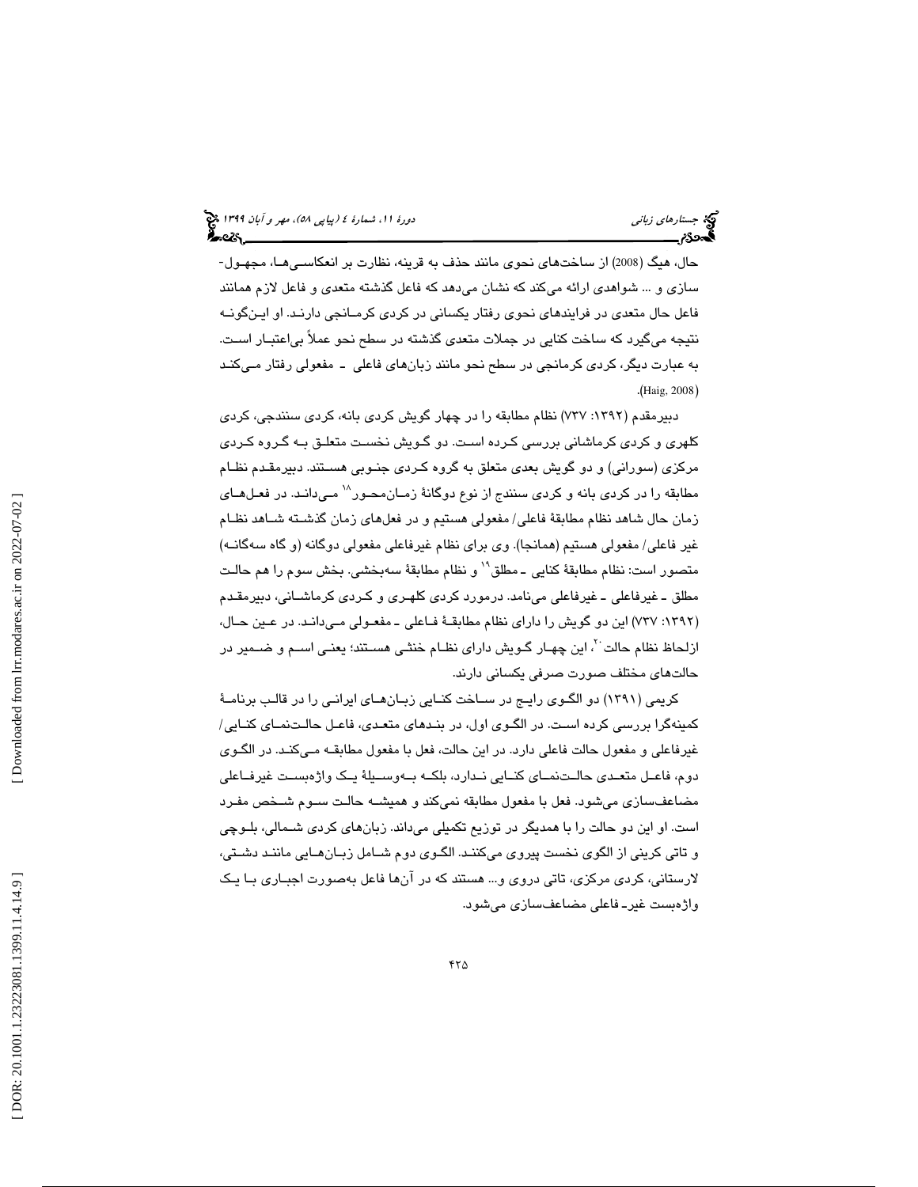حال، هیگ (2008) از ساخت‌های نحوی مانند حذف به قرینه، نظارت بر انعکاسی‌ها، مجهول-سازی و ... شواهدی ارائه می‌کند که نشان می‌دهد که فاعل گذشته متعدی و فاعل لازم همانند فاعل حال متعدی در فرایندهای نحوی رفتار یکسانی در کردی کرمانجی دارند. او این‌گونه نتیجه می‌گیرد که ساخت کنایی در جملات متعدی گذشته در سطح نحو عملاً بی‌اعتبار است. به عبارت دیگر، کردی کرمانجی در سطح نحو مانند زبان‌های فاعلی ـ مفعولی رفتار می‌کند (Haig, 2008).

دبیرمقدم (۱۳۹۲: ۷۳۷) نظام مطابقه را در چهار گویش کردی بانه، کردی سنندجی، کردی کلهری و کردی کرماشانی بررسی کرده است. دو گویش نخست متعلق به گروه کردی مرکزی (سورانی) و دو گویش بعدی متعلق به گروه کردی جنوبی هستند. دبیرمقدم نظام مطابقه را در کردی بانه و کردی سنندج از نوع دوگانهٔ زمان‌محور[18] می‌داند. در فعل‌های زمان حال شاهد نظام مطابقهٔ فاعلی/ مفعولی هستیم و در فعل‌های زمان گذشته شاهد نظام غیر فاعلی/ مفعولی هستیم (همانجا). وی برای نظام غیرفاعلی مفعولی دوگانه (و گاه سه‌گانه) متصور است: نظام مطابقهٔ کنایی ـ مطلق[19] و نظام مطابقهٔ سه‌بخشی. بخش سوم را هم حالت مطلق ـ غیرفاعلی ـ غیرفاعلی می‌نامد. درمورد کردی کلهری و کردی کرماشانی، دبیرمقدم (۱۳۹۲: ۷۳۷) این دو گویش را دارای نظام مطابقهٔ فاعلی ـ مفعولی می‌داند. در عین حال، ازلحاظ نظام حالت[20]، این چهار گویش دارای نظام خنثی هستند؛ یعنی اسم و ضمیر در حالت‌های مختلف صورت صرفی یکسانی دارند.

کریمی (۱۳۹۱) دو الگوی رایج در ساخت کنایی زبان‌های ایرانی را در قالب برنامهٔ کمینه‌گرا بررسی کرده است. در الگوی اول، در بندهای متعدی، فاعل حالت‌نمای کنایی/ غیرفاعلی و مفعول حالت فاعلی دارد. در این حالت، فعل با مفعول مطابقه می‌کند. در الگوی دوم، فاعل متعدی حالت‌نمای کنایی ندارد، بلکه به‌وسیلهٔ یک واژه‌بست غیرفاعلی مضاعف‌سازی می‌شود. فعل با مفعول مطابقه نمی‌کند و همیشه حالت سوم شخص مفرد است. او این دو حالت را با همدیگر در توزیع تکمیلی می‌داند. زبان‌های کردی شمالی، بلوچی و تاتی کرینی از الگوی نخست پیروی می‌کنند. الگوی دوم شامل زبان‌هایی مانند دشتی، لارستانی، کردی مرکزی، تاتی دروی و... هستند که در آن‌ها فاعل به‌صورت اجباری با یک واژه‌بست غیرـ فاعلی مضاعف‌سازی می‌شود.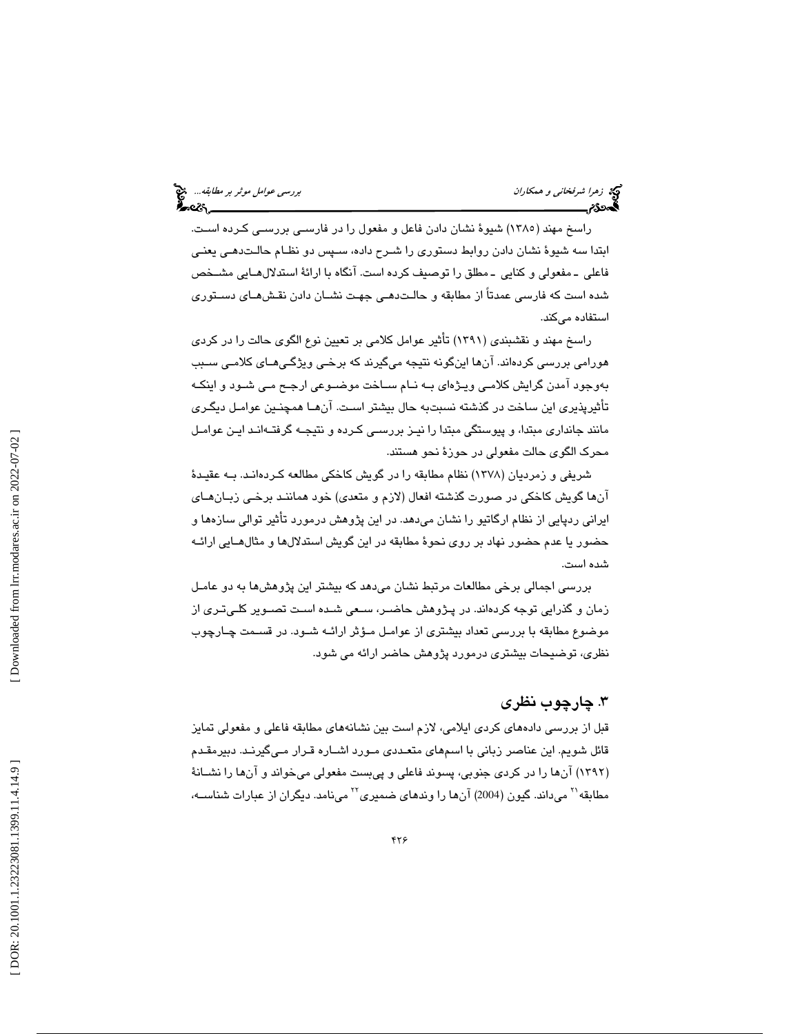راسخ مهند (۱۳۸۵) شیوهٔ نشان دادن فاعل و مفعول را در فارسی بررسی کرده است. ابتدا سه شیوهٔ نشان دادن روابط دستوری را شرح داده، سپس دو نظام حالت‌دهی یعنی فاعلی ـ مفعولی و کنایی ـ مطلق را توصیف کرده است. آنگاه با ارائهٔ استدلال‌هایی مشخص شده است که فارسی عمدتاً از مطابقه و حالت‌دهی جهت نشان دادن نقش‌های دستوری استفاده می‌کند.

راسخ مهند و نقشبندی (۱۳۹۱) تأثیر عوامل کلامی بر تعیین نوع الگوی حالت را در کردی هورامی بررسی کرده‌اند. آن‌ها این‌گونه نتیجه می‌گیرند که برخی ویژگی‌های کلامی سبب به‌وجود آمدن گرایش کلامی ویژه‌ای به نام ساخت موضوعی ارجح می شود و اینکه تأثیرپذیری این ساخت در گذشته نسبت‌به حال بیشتر است. آن‌ها همچنین عوامل دیگری مانند جانداری مبتدا، و پیوستگی مبتدا را نیز بررسی کرده و نتیجه گرفته‌اند این عوامل محرک الگوی حالت مفعولی در حوزهٔ نحو هستند.

شریفی و زمردیان (۱۳۷۸) نظام مطابقه را در گویش کاخکی مطالعه کرده‌اند. به عقیدهٔ آن‌ها گویش کاخکی در صورت گذشته افعال (لازم و متعدی) خود همانند برخی زبان‌های ایرانی ردپایی از نظام ارگاتیو را نشان می‌دهد. در این پژوهش درمورد تأثیر توالی سازه‌ها و حضور یا عدم حضور نهاد بر روی نحوهٔ مطابقه در این گویش استدلال‌ها و مثال‌هایی ارائه شده است.

بررسی اجمالی برخی مطالعات مرتبط نشان می‌دهد که بیشتر این پژوهش‌ها به دو عامل زمان و گذرایی توجه کرده‌اند. در پژوهش حاضر، سعی شده است تصویر کلی‌تری از موضوع مطابقه با بررسی تعداد بیشتری از عوامل مؤثر ارائه شود. در قسمت چارچوب نظری، توضیحات بیشتری درمورد پژوهش حاضر ارائه می شود.

## ۳. چارچوب نظری

قبل از بررسی داده‌های کردی ایلامی، لازم است بین نشانه‌های مطابقه فاعلی و مفعولی تمایز قائل شویم. این عناصر زبانی با اسم‌های متعددی مورد اشاره قرار می‌گیرند. دبیرمقدم (۱۳۹۲) آن‌ها را در کردی جنوبی، پسوند فاعلی و پی‌بست مفعولی می‌خواند و آن‌ها را نشانهٔ مطابقه[21] می‌داند. گیون (2004) آن‌ها را وندهای ضمیری[22] می‌نامد. دیگران از عبارات شناسه،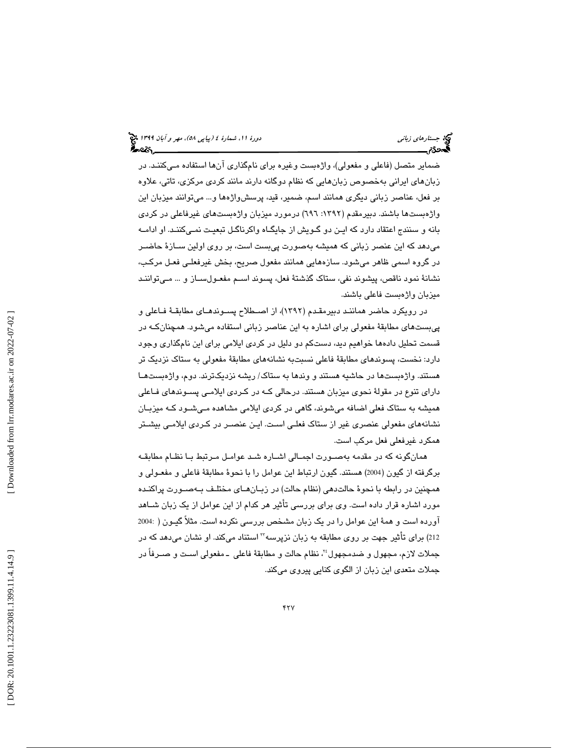ضمایر متصل (فاعلی و مفعولی)، واژه‌بست وغیره برای نام‌گذاری آن‌ها استفاده می‌کنند. در زبان‌های ایرانی به‌خصوص زبان‌هایی که نظام دوگانه دارند مانند کردی مرکزی، تاتی، علاوه بر فعل، عناصر زبانی دیگری همانند اسم، ضمیر، قید، پرسش‌واژه‌ها و... می‌توانند میزبان این واژه‌بست‌ها باشند. دبیرمقدم (۱۳۹۲: ۶۹۶) درمورد میزبان واژه‌بست‌های غیرفاعلی در کردی بانه و سنندج اعتقاد دارد که این دو گویش از جایگاه واکرناگل تبعیت نمی‌کنند. او ادامه می‌دهد که این عنصر زبانی که همیشه به‌صورت پی‌بست است، بر روی اولین سازهٔ حاضر در گروه اسمی ظاهر می‌شود. سازه‌هایی همانند مفعول صریح، بخش غیرفعلی فعل مرکب، نشانهٔ نمود ناقص، پیشوند نفی، ستاک گذشتهٔ فعل، پسوند اسم مفعول‌ساز و ... می‌توانند میزبان واژه‌بست فاعلی باشند.

در رویکرد حاضر همانند دبیرمقدم (۱۳۹۲)، از اصطلاح پسوندهای مطابقهٔ فاعلی و پی‌بست‌های مطابقهٔ مفعولی برای اشاره به این عناصر زبانی استفاده می‌شود. همچنان‌که در قسمت تحلیل داده‌ها خواهیم دید، دست‌کم دو دلیل در کردی ایلامی برای این نام‌گذاری وجود دارد: نخست، پسوندهای مطابقهٔ فاعلی نسبت‌به نشانه‌های مطابقهٔ مفعولی به ستاک نزدیک تر هستند. واژه‌بست‌ها در حاشیه هستند و وندها به ستاک/ ریشه نزدیک‌ترند. دوم، واژه‌بست‌ها دارای تنوع در مقولهٔ نحوی میزبان هستند. درحالی که در کردی ایلامی پسوندهای فاعلی همیشه به ستاک فعلی اضافه می‌شوند، گاهی در کردی ایلامی مشاهده می‌شود که میزبان نشانه‌های مفعولی عنصری غیر از ستاک فعلی است. این عنصر در کردی ایلامی بیشتر همکرد غیرفعلی فعل مرکب است.

همان‌گونه که در مقدمه به‌صورت اجمالی اشاره شد عوامل مرتبط با نظام مطابقه برگرفته از گیون (2004) هستند. گیون ارتباط این عوامل را با نحوهٔ مطابقهٔ فاعلی و مفعولی و همچنین در رابطه با نحوهٔ حالت‌دهی (نظام حالت) در زبان‌های مختلف به‌صورت پراکنده مورد اشاره قرار داده است. وی برای بررسی تأثیر هر کدام از این عوامل از یک زبان شاهد آورده است و همهٔ این عوامل را در یک زبان مشخص بررسی نکرده است. مثلاً گیون (2004: 212) برای تأثیر جهت بر روی مطابقه به زبان نزپرسه[23] استناد می‌کند. او نشان می‌دهد که در جملات لازم، مجهول و ضدمجهول[24]، نظام حالت و مطابقهٔ فاعلی ـ مفعولی است و صرفاً در جملات متعدی این زبان از الگوی کنایی پیروی می‌کند.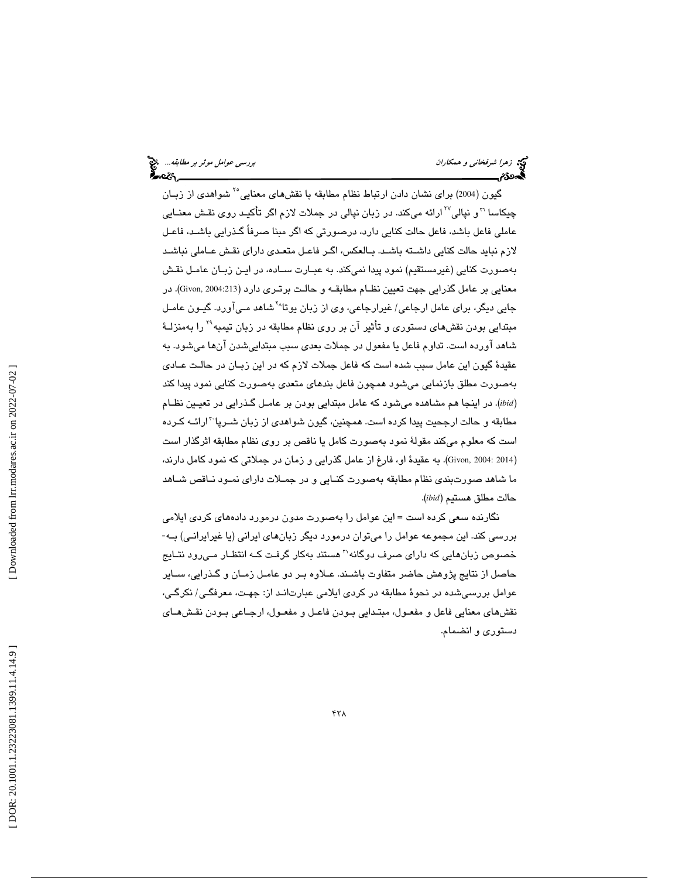گیون (2004) برای نشان دادن ارتباط نظام مطابقه با نقش‌های معنایی[25] شواهدی از زبان چیکاسا[26] و نپالی[27] ارائه می‌کند. در زبان نپالی در جملات لازم اگر تأکید روی نقش معنایی عاملی فاعل باشد، فاعل حالت کنایی دارد، درصورتی که اگر مبنا صرفاً گذرایی باشد، فاعل لازم نباید حالت کنایی داشته باشد. بالعکس، اگر فاعل متعدی دارای نقش عاملی نباشد به‌صورت کنایی (غیرمستقیم) نمود پیدا نمی‌کند. به عبارت ساده، در این زبان عامل نقش معنایی بر عامل گذرایی جهت تعیین نظام مطابقه و حالت برتری دارد (Givon, 2004:213). در جایی دیگر، برای عامل ارجاعی/ غیرارجاعی، وی از زبان یوتا[28] شاهد می‌آورد. گیون عامل مبتدایی بودن نقش‌های دستوری و تأثیر آن بر روی نظام مطابقه در زبان تیمبه[29] را به‌منزلهٔ شاهد آورده است. تداوم فاعل یا مفعول در جملات بعدی سبب مبتدایی‌شدن آن‌ها می‌شود. به عقیدهٔ گیون این عامل سبب شده است که فاعل جملات لازم که در این زبان در حالت عادی به‌صورت مطلق بازنمایی می‌شود همچون فاعل بندهای متعدی به‌صورت کنایی نمود پیدا کند (*ibid*). در اینجا هم مشاهده می‌شود که عامل مبتدایی بودن بر عامل گذرایی در تعیین نظام مطابقه و حالت ارجحیت پیدا کرده است. همچنین، گیون شواهدی از زبان شرپا[30] ارائه کرده است که معلوم می‌کند مقولهٔ نمود به‌صورت کامل یا ناقص بر روی نظام مطابقه اثرگذار است (Givon, 2004: 2014). به عقیدهٔ او، فارغ از عامل گذرایی و زمان در جملاتی که نمود کامل دارند، ما شاهد صورت‌بندی نظام مطابقه به‌صورت کنایی و در جملات دارای نمود ناقص شاهد حالت مطلق هستیم (*ibid*).

نگارنده سعی کرده است = این عوامل را به‌صورت مدون درمورد داده‌های کردی ایلامی بررسی کند. این مجموعه عوامل را می‌توان درمورد دیگر زبان‌های ایرانی (یا غیرایرانی) به‌خصوص زبان‌هایی که دارای صرف دوگانه[31] هستند به‌کار گرفت که انتظار می‌رود نتایج حاصل از نتایج پژوهش حاضر متفاوت باشند. علاوه بر دو عامل زمان و گذرایی، سایر عوامل بررسی‌شده در نحوهٔ مطابقه در کردی ایلامی عبارت‌اند از: جهت، معرفگی/ نکرگی، نقش‌های معنایی فاعل و مفعول، مبتدایی بودن فاعل و مفعول، ارجاعی بودن نقش‌های دستوری و انضمام.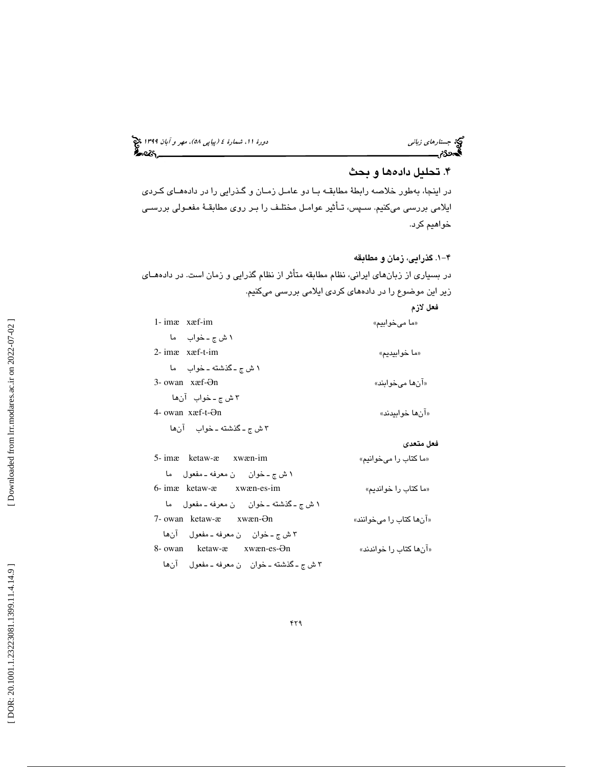## ۴. تحلیل داده‌ها و بحث

در اینجا، به‌طور خلاصه رابطهٔ مطابقه با دو عامل زمان و گذرایی را در داده‌های کردی ایلامی بررسی می‌کنیم. سپس، تأثیر عوامل مختلف را بر روی مطابقهٔ مفعولی بررسی خواهیم کرد.

### ۴-۱. گذرایی، زمان و مطابقه

در بسیاری از زبان‌های ایرانی، نظام مطابقه متأثر از نظام گذرایی و زمان است. در داده‌های زیر این موضوع را در داده‌های کردی ایلامی بررسی می‌کنیم.

**فعل لازم**

1- imæ xæf-im «ما می‌خوابیم»

ما خواب ـ ۱ ش ج

2- imæ xæf-t-im «ما خوابیدیم»

ما خواب ـ گذشته ـ ۱ ش ج

3- owan xæf-Ən «آن‌ها می‌خوابند»

آن‌ها خواب ـ ۳ ش ج

4- owan xæf-t-Ən «آن‌ها خوابیدند»

آن‌ها خواب ـ گذشته ـ ۳ ش ج

**فعل متعدی**

5- imæ ketaw-æ xwæn-im «ما کتاب را می‌خوانیم»

ما مفعول ـ ن معرفه خوان ـ ۱ ش ج

6- imæ ketaw-æ xwæn-es-im «ما کتاب را خواندیم»

ما مفعول ـ ن معرفه خوان ـ گذشته ـ ۱ ش ج

7- owan ketaw-æ xwæn-Ən «آن‌ها کتاب را می‌خوانند»

آن‌ها مفعول ـ ن معرفه خوان ـ ۳ ش ج

8- owan ketaw-æ xwæn-es-Ən «آن‌ها کتاب را خواندند»

آن‌ها مفعول ـ ن معرفه خوان ـ گذشته ـ ۳ ش ج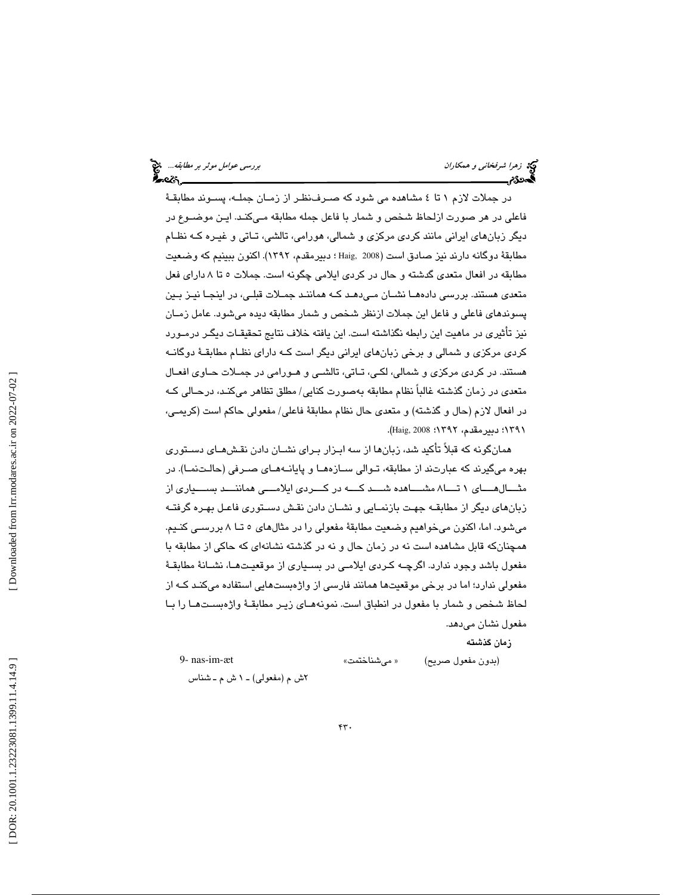در جملات لازم ۱ تا ٤ مشاهده می شود که صرف‌نظر از زمان جمله، پسوند مطابقهٔ فاعلی در هر صورت ازلحاظ شخص و شمار با فاعل جمله مطابقه می‌کند. این موضوع در دیگر زبان‌های ایرانی مانند کردی مرکزی و شمالی، هورامی، تالشی، تاتی و غیره که نظام مطابقهٔ دوگانه دارند نیز صادق است (Haig, 2008 ؛ دبیرمقدم، ۱۳۹۲). اکنون ببینیم که وضعیت مطابقه در افعال متعدی گذشته و حال در کردی ایلامی چگونه است. جملات ٥ تا ۸ دارای فعل متعدی هستند. بررسی داده‌ها نشان می‌دهد که همانند جملات قبلی، در اینجا نیز بین پسوندهای فاعلی و فاعل این جملات ازنظر شخص و شمار مطابقه دیده می‌شود. عامل زمان نیز تأثیری در ماهیت این رابطه نگذاشته است. این یافته خلاف نتایج تحقیقات دیگر درمورد کردی مرکزی و شمالی و برخی زبان‌های ایرانی دیگر است که دارای نظام مطابقهٔ دوگانه هستند. در کردی مرکزی و شمالی، لکی، تاتی، تالشی و هورامی در جملات حاوی افعال متعدی در زمان گذشته غالباً نظام مطابقه به‌صورت کنایی/ مطلق تظاهر می‌کند، درحالی که در افعال لازم (حال و گذشته) و متعدی حال نظام مطابقهٔ فاعلی/ مفعولی حاکم است (کریمی، ۱۳۹۱؛ دبیرمقدم، ۱۳۹۲؛ Haig, 2008).

همان‌گونه که قبلاً تأکید شد، زبان‌ها از سه ابزار برای نشان دادن نقش‌های دستوری بهره می‌گیرند که عبارت‌ند از مطابقه، توالی سازه‌ها و پایانه‌های صرفی (حالت‌نما). در مثال‌های ۱ تا ۸ مشاهده شد که در کردی ایلامی همانند بسیاری از زبان‌های دیگر از مطابقه جهت بازنمایی و نشان دادن نقش دستوری فاعل بهره گرفته می‌شود. اما، اکنون می‌خواهیم وضعیت مطابقهٔ مفعولی را در مثال‌های ٥ تا ۸ بررسی کنیم. همچنان‌که قابل مشاهده است نه در زمان حال و نه در گذشته نشانه‌ای که حاکی از مطابقه با مفعول باشد وجود ندارد. اگرچه کردی ایلامی در بسیاری از موقعیت‌ها، نشانهٔ مطابقهٔ مفعولی ندارد؛ اما در برخی موقعیت‌ها همانند فارسی از واژه‌بست‌هایی استفاده می‌کند که از لحاظ شخص و شمار با مفعول در انطباق است. نمونه‌های زیر مطابقهٔ واژه‌بست‌ها را با مفعول نشان می‌دهد.

**زمان گذشته**

9- nas-im-æt &nbsp;&nbsp;&nbsp;&nbsp; « می‌شناختمت» &nbsp;&nbsp;&nbsp;&nbsp; (بدون مفعول صریح)

۲ش م (مفعولی) ـ ۱ ش م ـ شناس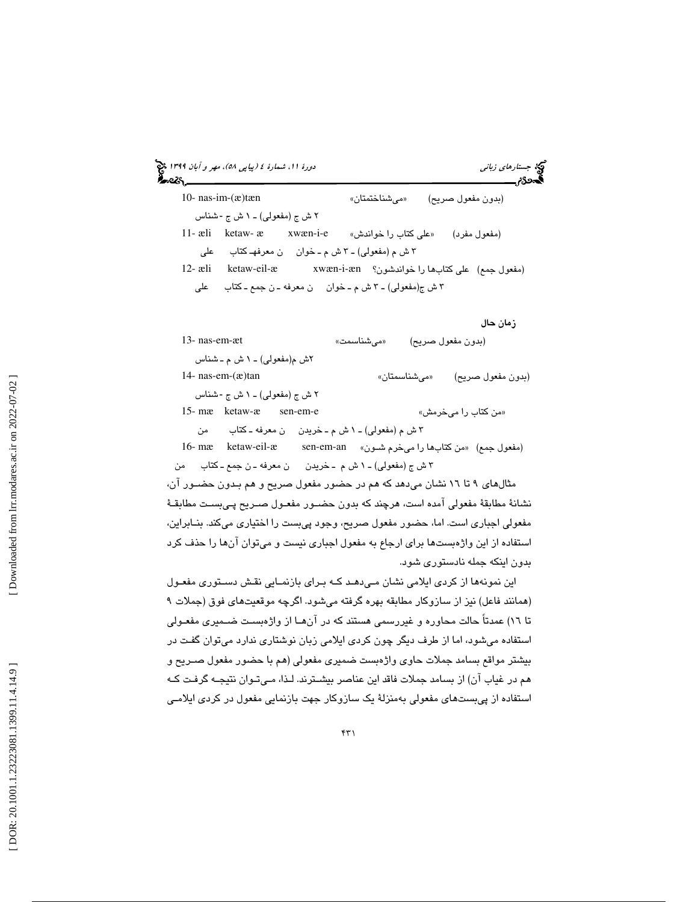10- nas-im-(æ)tæn «می‌شناختمتان» (بدون مفعول صریح)

۲ ش ج (مفعولی) ـ ۱ ش ج -شناس

11- æli ketaw- æ xwæn-i-e «علی کتاب را خواندش» (مفعول مفرد)

۳ ش م (مفعولی) ـ ۳ ش م ـ خوان ن معرفهـ کتاب علی

12- æli ketaw-eil-æ xwæn-i-æn (مفعول جمع) علی کتاب‌ها را خواندشون؟

۳ ش ج(مفعولی) ـ ۳ ش م ـ خوان ن معرفه ـ ن جمع ـ کتاب علی

**زمان حال**

13- nas-em-æt «می‌شناسمت» (بدون مفعول صریح)

۲ش م(مفعولی) ـ ۱ ش م ـ شناس

14- nas-em-(æ)tan «می‌شناسمتان» (بدون مفعول صریح)

۲ ش ج (مفعولی) ـ ۱ ش ج -شناس

15- mæ ketaw-æ sen-em-e «من کتاب را می‌خرمش»

۳ ش م (مفعولی) ـ ۱ ش م ـ خریدن ن معرفه ـ کتاب من

16- mæ ketaw-eil-æ sen-em-an (مفعول جمع) «من کتاب‌ها را می‌خرم شـون»

۳ ش ج (مفعولی) ـ ۱ ش م ـ خریدن ن معرفه ـ ن جمع ـ کتاب من

مثال‌های ۹ تا ۱۶ نشان می‌دهد که هم در حضور مفعول صریح و هم بـدون حضـور آن، نشانهٔ مطابقهٔ مفعولی آمده است، هرچند که بدون حضـور مفعـول صـریح پـی‌بسـت مطابقـهٔ مفعولی اجباری است. اما، حضور مفعول صریح، وجود پی‌بست را اختیاری می‌کند. بنـابراین، استفاده از این واژه‌بست‌ها برای ارجاع به مفعول اجباری نیست و می‌توان آن‌ها را حذف کرد بدون اینکه جمله نادستوری شود.

این نمونه‌ها از کردی ایلامی نشان مـی‌دهـد کـه بـرای بازنمـایی نقـش دسـتوری مفعـول (همانند فاعل) نیز از سازوکار مطابقه بهره گرفته می‌شود. اگرچه موقعیت‌های فوق (جملات ۹ تا ۱۶) عمدتاً حالت محاوره و غیررسمی هستند که در آن‌هـا از واژه‌بسـت ضـمیری مفعـولی استفاده می‌شود، اما از طرف دیگر چون کردی ایلامی زبان نوشتاری ندارد می‌توان گفت در بیشتر مواقع بسامد جملات حاوی واژه‌بست ضمیری مفعولی (هـم با حضور مفعول صـریح و هم در غیاب آن) از بسامد جملات فاقد این عناصر بیشـترند. لـذا، مـی‌تـوان نتیجـه گرفـت کـه استفاده از پی‌بست‌های مفعولی به‌منزلهٔ یک سازوکار جهت بازنمایی مفعول در کردی ایلامـی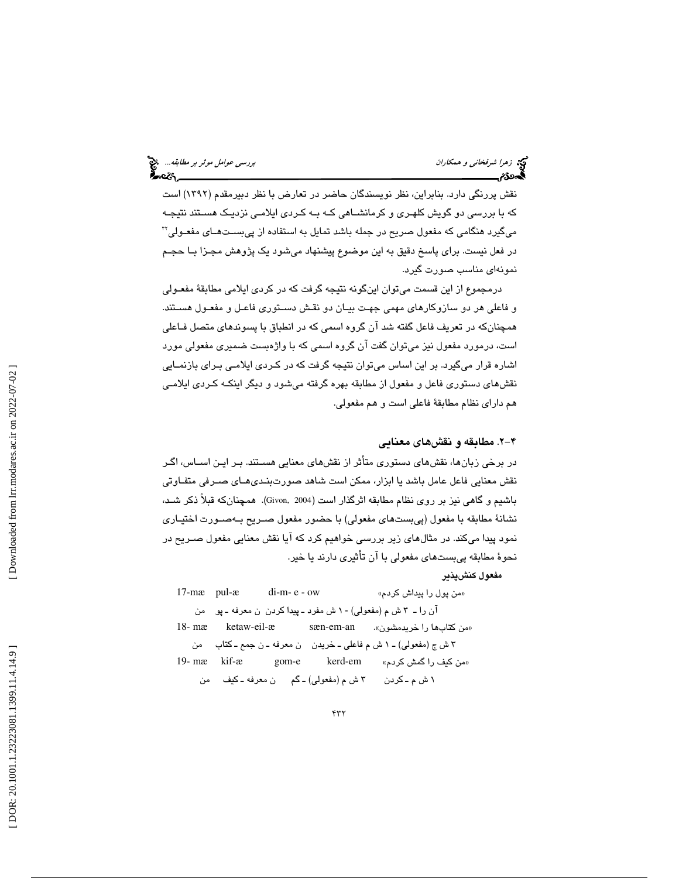نقش پررنگی دارد. بنابراین، نظر نویسندگان حاضر در تعارض با نظر دبیرمقدم (۱۳۹۲) است که با بررسی دو گویش کلهری و کرمانشاهی که به کردی ایلامی نزدیک هستند نتیجه می‌گیرد هنگامی که مفعول صریح در جمله باشد تمایل به استفاده از پی‌بست‌های مفعولی[۳۲] در فعل نیست. برای پاسخ دقیق به این موضوع پیشنهاد می‌شود یک پژوهش مجزا با حجم نمونه‌ای مناسب صورت گیرد.

درمجموع از این قسمت می‌توان این‌گونه نتیجه گرفت که در کردی ایلامی مطابقهٔ مفعولی و فاعلی هر دو سازوکارهای مهمی جهت بیان دو نقش دستوری فاعل و مفعول هستند. همچنان‌که در تعریف فاعل گفته شد آن گروه اسمی که در انطباق با پسوندهای متصل فاعلی است، درمورد مفعول نیز می‌توان گفت آن گروه اسمی که با واژه‌بست ضمیری مفعولی مورد اشاره قرار می‌گیرد. بر این اساس می‌توان نتیجه گرفت که در کردی ایلامی برای بازنمایی نقش‌های دستوری فاعل و مفعول از مطابقه بهره گرفته می‌شود و دیگر اینکه کردی ایلامی هم دارای نظام مطابقهٔ فاعلی است و هم مفعولی.

### ۴-۲. مطابقه و نقش‌های معنایی

در برخی زبان‌ها، نقش‌های دستوری متأثر از نقش‌های معنایی هستند. بر این اساس، اگر نقش معنایی فاعل عامل باشد یا ابزار، ممکن است شاهد صورت‌بندی‌های صرفی متفاوتی باشیم و گاهی نیز بر روی نظام مطابقه اثرگذار است (Givon, 2004). همچنان‌که قبلاً ذکر شد، نشانهٔ مطابقه با مفعول (پی‌بست‌های مفعولی) با حضور مفعول صریح به‌صورت اختیاری نمود پیدا می‌کند. در مثال‌های زیر بررسی خواهیم کرد که آیا نقش معنایی مفعول صریح در نحوهٔ مطابقه پی‌بست‌های مفعولی با آن تأثیری دارند یا خیر.

**مفعول کنش‌پذیر**

17-mæ pul-æ di-m- e - ow «من پول را پیداش کردم»

آن را ـ ۳ ش م (مفعولی) ـ ۱ ش مفرد ـ پیدا کردن ن معرفه ـ پو من

18- mæ ketaw-eil-æ sæn-em-an «من کتاب‌ها را خریدمشون».

۳ ش ج (مفعولی) ـ ۱ ش م فاعلی ـ خریدن ن معرفه ـ ن جمع ـ کتاب من

19- mæ kif-æ gom-e kerd-em «من کیف را گمش کردم»

۱ ش م ـ کردن ۳ ش م (مفعولی) ـ گم ن معرفه ـ کیف من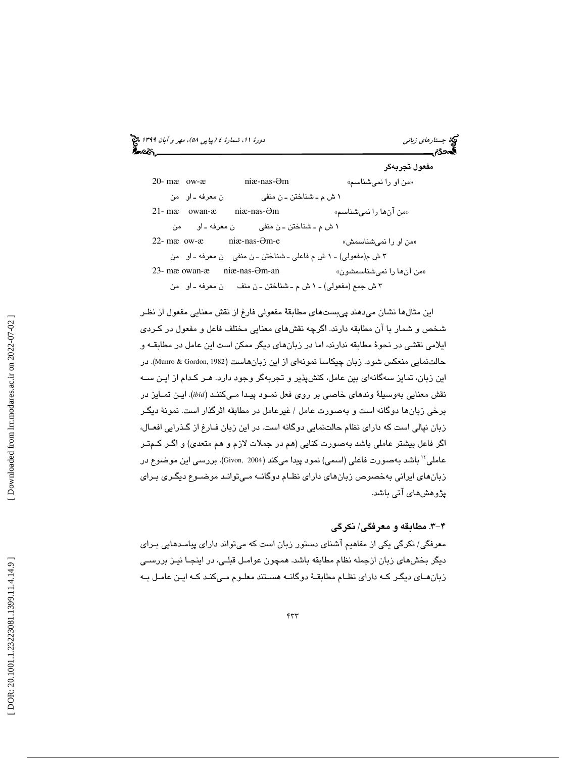**مفعول تجربه‌گر**

20- mæ ow-æ niæ-nas-Əm «من او را نمی‌شناسم»

۱ ش م ـ شناختن ـ ن منفی ن معرفه ـ او من

21- mæ owan-æ niæ-nas-Əm «من آن‌ها را نمی‌شناسم»

۱ ش م ـ شناختن ـ ن منفی ن معرفه ـ او من

22- mæ ow-æ niæ-nas-Əm-e «من او را نمی‌شناسمش»

۳ ش م(مفعولی) ـ ۱ ش م فاعلی ـ شناختن ـ ن منفی ن معرفه ـ او من

23- mæ owan-æ niæ-nas-Əm-an «من آن‌ها را نمی‌شناسمشون»

۳ ش جمع (مفعولی) ـ ۱ ش م ـ شناختن ـ ن منف ن معرفه ـ او من

این مثال‌ها نشان می‌دهند پی‌بست‌های مطابقهٔ مفعولی فارغ از نقش معنایی مفعول از نظر شخص و شمار با آن مطابقه دارند. اگرچه نقش‌های معنایی مختلف فاعل و مفعول در کردی ایلامی نقشی در نحوهٔ مطابقه ندارند، اما در زبان‌های دیگر ممکن است این عامل در مطابقه و حالت‌نمایی منعکس شود. زبان چیکاسا نمونه‌ای از این زبان‌هاست (Munro & Gordon, 1982). در این زبان، تمایز سه‌گانه‌ای بین عامل، کنش‌پذیر و تجربه‌گر وجود دارد. هر کدام از این سه نقش معنایی به‌وسیلهٔ وندهای خاصی بر روی فعل نمود پیدا می‌کنند (*ibid*). این تمایز در برخی زبان‌ها دوگانه است و به‌صورت عامل / غیرعامل در مطابقه اثرگذار است. نمونهٔ دیگر زبان نپالی است که دارای نظام حالت‌نمایی دوگانه است. در این زبان فارغ از گذرایی افعال، اگر فاعل بیشتر عاملی باشد به‌صورت کنایی (هم در جملات لازم و هم متعدی) و اگر کم‌تر عاملی[24] باشد به‌صورت فاعلی (اسمی) نمود پیدا می‌کند (Givon, 2004). بررسی این موضوع در زبان‌های ایرانی به‌خصوص زبان‌های دارای نظام دوگانه می‌تواند موضوع دیگری برای پژوهش‌های آتی باشد.

### ۴-۳. مطابقه و معرفگی/ نکرگی

معرفگی/ نکرگی یکی از مفاهیم آشنای دستور زبان است که می‌تواند دارای پیامدهایی برای دیگر بخش‌های زبان ازجمله نظام مطابقه باشد. همچون عوامل قبلی، در اینجا نیز بررسی زبان‌های دیگر که دارای نظام مطابقهٔ دوگانه هستند معلوم می‌کند که این عامل به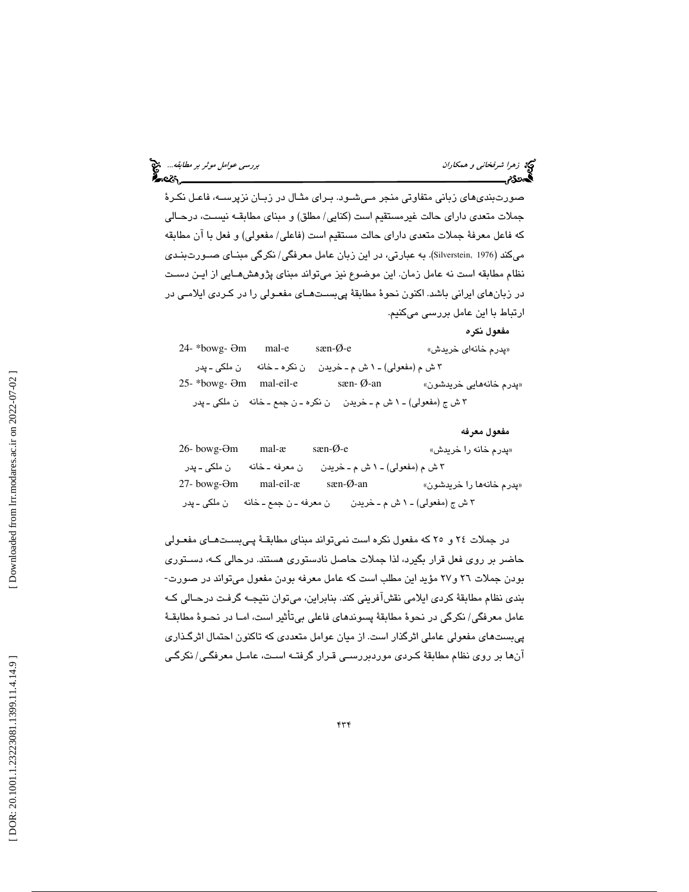صورت‌بندی‌های زبانی متفاوتی منجر می‌شود. برای مثال در زبان نزپرسه، فاعل نکرهٔ جملات متعدی دارای حالت غیرمستقیم است (کنایی/ مطلق) و مبنای مطابقه نیست، درحالی که فاعل معرفهٔ جملات متعدی دارای حالت مستقیم است (فاعلی/ مفعولی) و فعل با آن مطابقه می‌کند (Silverstein, 1976). به عبارتی، در این زبان عامل معرفگی/ نکرگی مبنای صورت‌بندی نظام مطابقه است نه عامل زمان. این موضوع نیز می‌تواند مبنای پژوهش‌هایی از این دست در زبان‌های ایرانی باشد. اکنون نحوهٔ مطابقهٔ پی‌بست‌های مفعولی را در کردی ایلامی در ارتباط با این عامل بررسی می‌کنیم.

**مفعول نکره**

24- *bowg- Əm    mal-e    sæn-Ø-e    «پدرم خانه‌ای خریدش»

۳ ش م (مفعولی) ـ ۱ ش م ـ خریدن    ن نکره ـ خانه    ن ملکی ـ پدر

25- *bowg- Əm    mal-eil-e    sæn- Ø-an    «پدرم خانه‌هایی خریدشون»

۳ ش ج (مفعولی) ـ ۱ ش م ـ خریدن    ن نکره ـ ن جمع ـ خانه    ن ملکی ـ پدر

**مفعول معرفه**

26- bowg-Əm    mal-æ    sæn-Ø-e    «پدرم خانه را خریدش»

۳ ش م (مفعولی) ـ ۱ ش م ـ خریدن    ن معرفه ـ خانه    ن ملکی ـ پدر

27- bowg-Əm    mal-eil-æ    sæn-Ø-an    «پدرم خانه‌ها را خریدشون»

۳ ش ج (مفعولی) ـ ۱ ش م ـ خریدن    ن معرفه ـ ن جمع ـ خانه    ن ملکی ـ پدر

در جملات ٢٤ و ٢٥ که مفعول نکره است نمی‌تواند مبنای مطابقهٔ پی‌بست‌های مفعولی حاضر بر روی فعل قرار بگیرد، لذا جملات حاصل نادستوری هستند. درحالی که، دستوری بودن جملات ٢٦ و٢٧ مؤید این مطلب است که عامل معرفه بودن مفعول می‌تواند در صورت‌بندی نظام مطابقهٔ کردی ایلامی نقش‌آفرینی کند. بنابراین، می‌توان نتیجه گرفت درحالی که عامل معرفگی/ نکرگی در نحوهٔ مطابقهٔ پسوندهای فاعلی بی‌تأثیر است، اما در نحوهٔ مطابقهٔ پی‌بست‌های مفعولی عاملی اثرگذار است. از میان عوامل متعددی که تاکنون احتمال اثرگذاری آن‌ها بر روی نظام مطابقهٔ کردی موردبررسی قرار گرفته است، عامل معرفگی/ نکرگی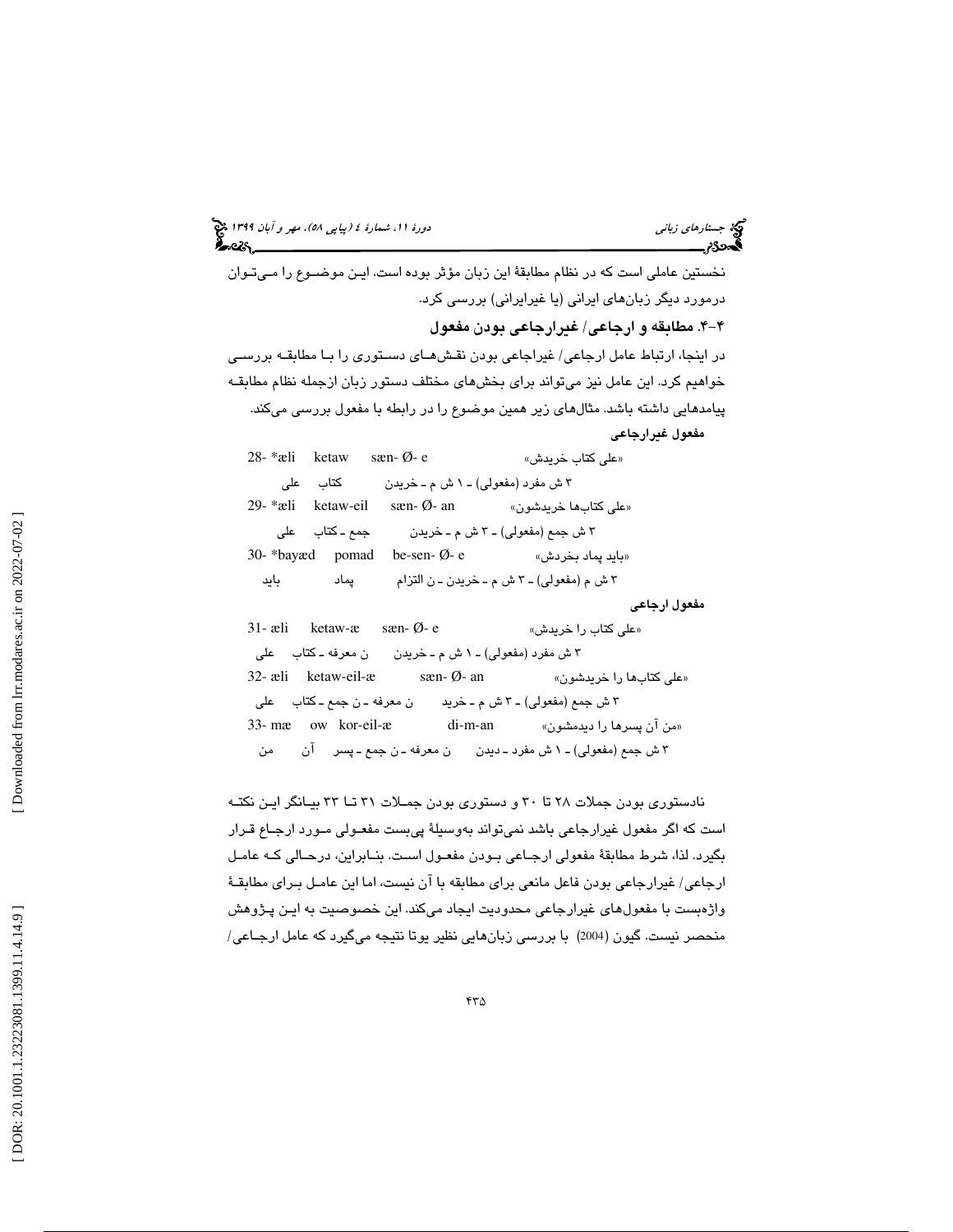نخستین عاملی است که در نظام مطابقهٔ این زبان مؤثر بوده است. ایـن موضـوع را مـی‌تـوان درمورد دیگر زبان‌های ایرانی (یا غیرایرانی) بررسی کرد.

### ۴-۴. مطابقه و ارجاعی/ غیرارجاعی بودن مفعول

در اینجا، ارتباط عامل ارجاعی/ غیراجاعی بودن نقش‌هـای دسـتوری را بـا مطابقـه بررسـی خواهیم کرد. این عامل نیز می‌تواند برای بخش‌های مختلف دستور زبان ازجمله نظام مطابقـه پیامدهایی داشته باشد. مثال‌های زیر همین موضوع را در رابطه با مفعول بررسی می‌کند.

**مفعول غیرارجاعی**

28- *æli ketaw sæn- Ø- e «علی کتاب خریدش»

علی کتاب خریدن ـ ۱ ش م ـ ۳ ش مفرد (مفعولی)

29- *æli ketaw-eil sæn- Ø- an «علی کتاب‌ها خریدشون»

علی کتاب ـ جمع خریدن ـ ۳ ش م ـ ۳ ش جمع (مفعولی)

30- *bayæd pomad be-sen- Ø- e «باید پماد بخردش»

باید پماد ن التزام ـ خریدن ـ ۳ ش م ـ ۳ ش م (مفعولی)

**مفعول ارجاعی**

31- æli ketaw-æ sæn- Ø- e «علی کتاب را خریدش»

علی کتاب ـ ن معرفه خریدن ـ ۱ ش م ـ ۳ ش مفرد (مفعولی)

32- æli ketaw-eil-æ sæn- Ø- an «علی کتاب‌ها را خریدشون»

علی کتاب ـ ن جمع ـ ن معرفه خرید ـ ۳ ش م ـ ۳ ش جمع (مفعولی)

33- mæ ow kor-eil-æ di-m-an «من آن پسرها را دیدمشون»

من آن پسر ـ ن جمع ـ ن معرفه دیدن ـ ۱ ش مفرد ـ ۳ ش جمع (مفعولی)

نادستوری بودن جملات ۲۸ تا ۳۰ و دستوری بودن جمـلات ۳۱ تـا ۳۳ بیـانگر ایـن نکتـه است که اگر مفعول غیرارجاعی باشد نمی‌تواند به‌وسیلهٔ پی‌بست مفعـولی مـورد ارجـاع قـرار بگیرد. لذا، شرط مطابقهٔ مفعولی ارجـاعی بـودن مفعـول اسـت. بنـابراین، درحـالی کـه عامـل ارجاعی/ غیرارجاعی بودن فاعل مانعی برای مطابقه با آن نیست، اما این عامـل بـرای مطابقـهٔ واژه‌بست با مفعول‌های غیرارجاعی محدودیت ایجاد می‌کند. این خصوصیت به ایـن پـژوهش منحصر نیست. گیون (2004) با بررسی زبان‌هایی نظیر یوتا نتیجه می‌گیرد که عامل ارجـاعی/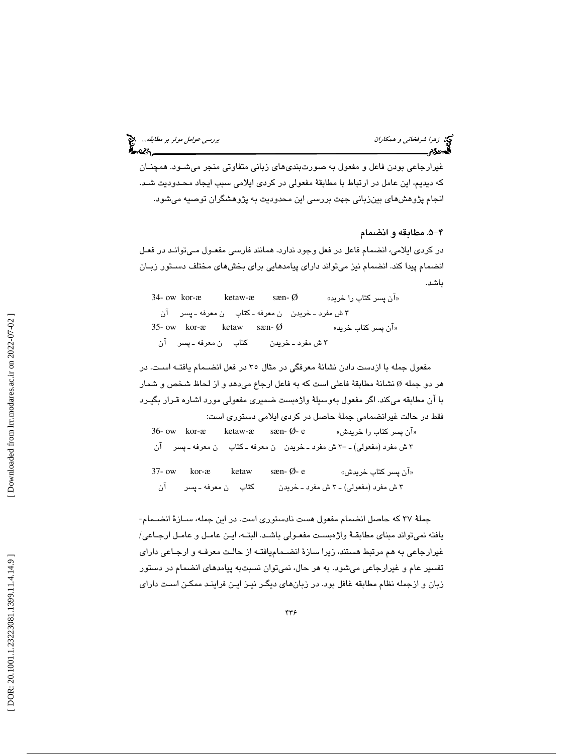غیرارجاعی بودن فاعل و مفعول به صورت‌بندی‌های زبانی متفاوتی منجر می‌شود. همچنان که دیدیم، این عامل در ارتباط با مطابقهٔ مفعولی در کردی ایلامی سبب ایجاد محدودیت شد. انجام پژوهش‌های بین‌زبانی جهت بررسی این محدودیت به پژوهشگران توصیه می‌شود.

### ۴-۵. مطابقه و انضمام

در کردی ایلامی، انضمام فاعل در فعل وجود ندارد. همانند فارسی مفعول می‌تواند در فعل انضمام پیدا کند. انضمام نیز می‌تواند دارای پیامدهایی برای بخش‌های مختلف دستور زبان باشد.

34- ow kor-æ ketaw-æ sæn- Ø «آن پسر کتاب را خرید»

آن  معرفه ـ پسر  ن معرفه ـ کتاب  ۳ ش مفرد ـ خریدن

35- ow kor-æ ketaw sæn- Ø «آن پسر کتاب خرید»

آن  ن معرفه ـ پسر  کتاب  ۳ ش مفرد ـ خریدن

مفعول جمله با ازدست دادن نشانهٔ معرفگی در مثال ۳۵ در فعل انضمام یافته است. در هر دو جمله Ø نشانهٔ مطابقهٔ فاعلی است که به فاعل ارجاع می‌دهد و از لحاظ شخص و شمار با آن مطابقه می‌کند. اگر مفعول به‌وسیلهٔ واژه‌بست ضمیری مفعولی مورد اشاره قرار بگیرد فقط در حالت غیرانضمامی جملهٔ حاصل در کردی ایلامی دستوری است:

36- ow kor-æ ketaw-æ sæn- Ø- e «آن پسر کتاب را خریدش»

آن  ن معرفه ـ پسر  ن معرفه ـ کتاب  ۳ ش مفرد ـ خریدن ـ ۳ ش مفرد (مفعولی)

37- ow kor-æ ketaw sæn- Ø- e «آن پسر کتاب خریدش»

آن  ن معرفه ـ پسر  کتاب  ۳ ش مفرد ـ خریدن ـ ۳ ش مفرد (مفعولی)

جملهٔ ۳۷ که حاصل انضمام مفعول هست نادستوری است. در این جمله، سازهٔ انضمام‌یافته نمی‌تواند مبنای مطابقهٔ واژه‌بست مفعولی باشد. البته، این عامل و عامل ارجاعی/ غیرارجاعی به هم مرتبط هستند، زیرا سازهٔ انضمام‌یافته از حالت معرفه و ارجاعی دارای تفسیر عام و غیرارجاعی می‌شود. به هر حال، نمی‌توان نسبت‌به پیامدهای انضمام در دستور زبان و ازجمله نظام مطابقه غافل بود. در زبان‌های دیگر نیز این فرایند ممکن است دارای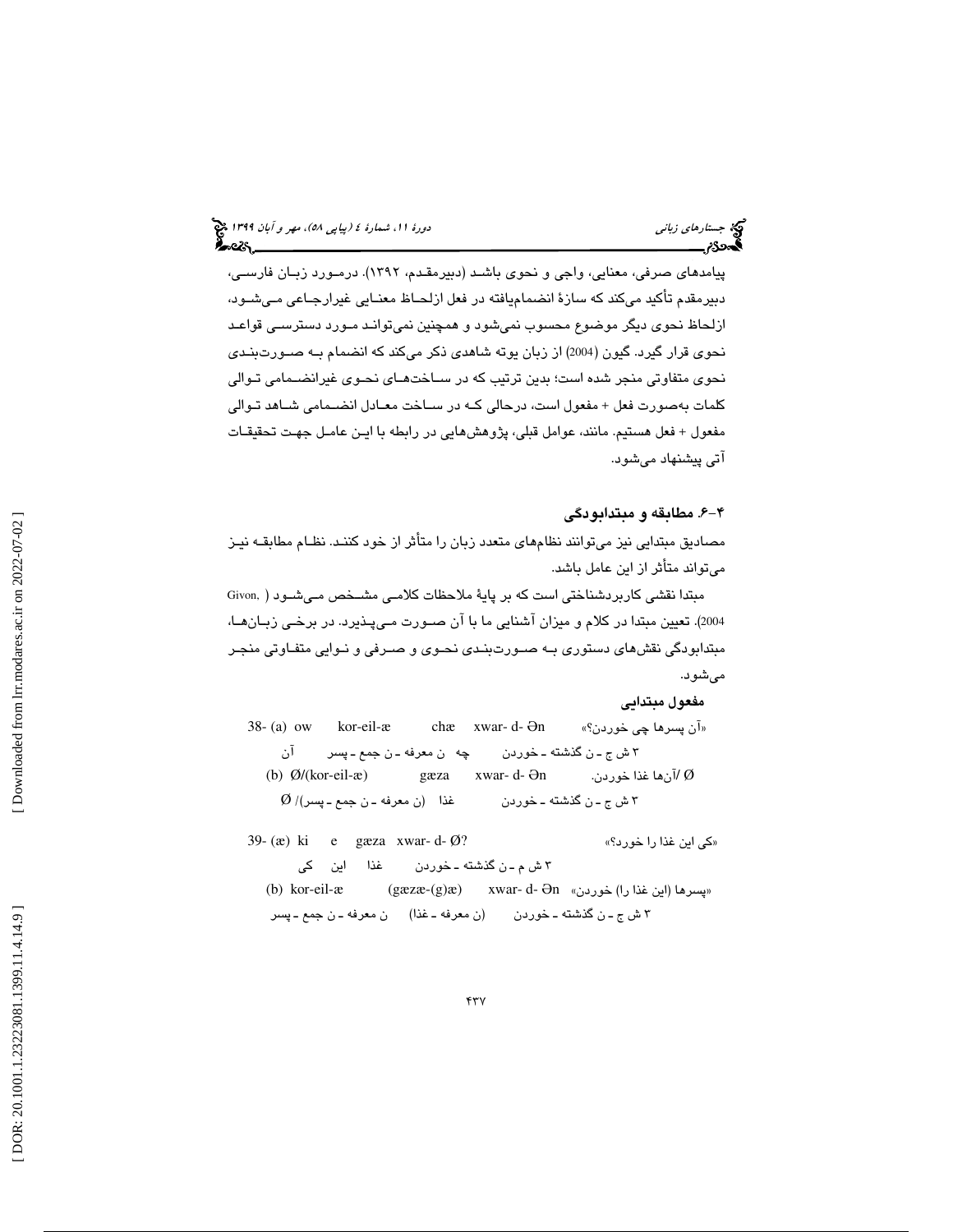پیامدهای صرفی، معنایی، واجی و نحوی باشد (دبیرمقدم، ۱۳۹۲). درمورد زبان فارسی، دبیرمقدم تأکید می‌کند که سازۀ انضمام‌یافته در فعل ازلحاظ معنایی غیرارجاعی می‌شود، ازلحاظ نحوی دیگر موضوع محسوب نمی‌شود و همچنین نمی‌تواند مورد دسترسی قواعد نحوی قرار گیرد. گیون (2004) از زبان یوته شاهدی ذکر می‌کند که انضمام به صورت‌بندی نحوی متفاوتی منجر شده است؛ بدین ترتیب که در ساخت‌های نحوی غیرانضمامی توالی کلمات به‌صورت فعل + مفعول است، درحالی که در ساخت معادل انضمامی شاهد توالی مفعول + فعل هستیم. مانند، عوامل قبلی، پژوهش‌هایی در رابطه با این عامل جهت تحقیقات آتی پیشنهاد می‌شود.

### ۴-۶. مطابقه و مبتدابودگی

مصادیق مبتدایی نیز می‌توانند نظام‌های متعدد زبان را متأثر از خود کنند. نظام مطابقه نیز می‌تواند متأثر از این عامل باشد.

مبتدا نقشی کاربردشناختی است که بر پایۀ ملاحظات کلامی مشخص می‌شود ( Givon, 2004). تعیین مبتدا در کلام و میزان آشنایی ما با آن صورت می‌پذیرد. در برخی زبان‌ها، مبتدابودگی نقش‌های دستوری به صورت‌بندی نحوی و صرفی و نوایی متفاوتی منجر می‌شود.

**مفعول مبتدایی**

38- (a) ow kor-eil-æ chæ xwar- d- Ən «آن پسرها چی خوردن؟»

آن پسر ـ جمع ـ ن معرفه چه خوردن ـ گذشته ـ ن ۳ ش ج

(b) Ø/(kor-eil-æ) gæza xwar- d- Ən Ø /آن‌ها غذا خوردن.

Ø /(پسر ـ جمع ـ ن معرفه) غذا خوردن ـ گذشته ـ ن ۳ ش ج

39- (æ) ki e gæza xwar- d- Ø? «کی این غذا را خورد؟»

کی این غذا خوردن ـ گذشته ـ ن ۳ ش م

(b) kor-eil-æ (gæzæ-(g)æ) xwar- d- Ən «پسرها (این غذا را) خوردن»

پسر ـ جمع ـ ن معرفه (غذا ـ ن معرفه) خوردن ـ گذشته ـ ن ۳ ش ج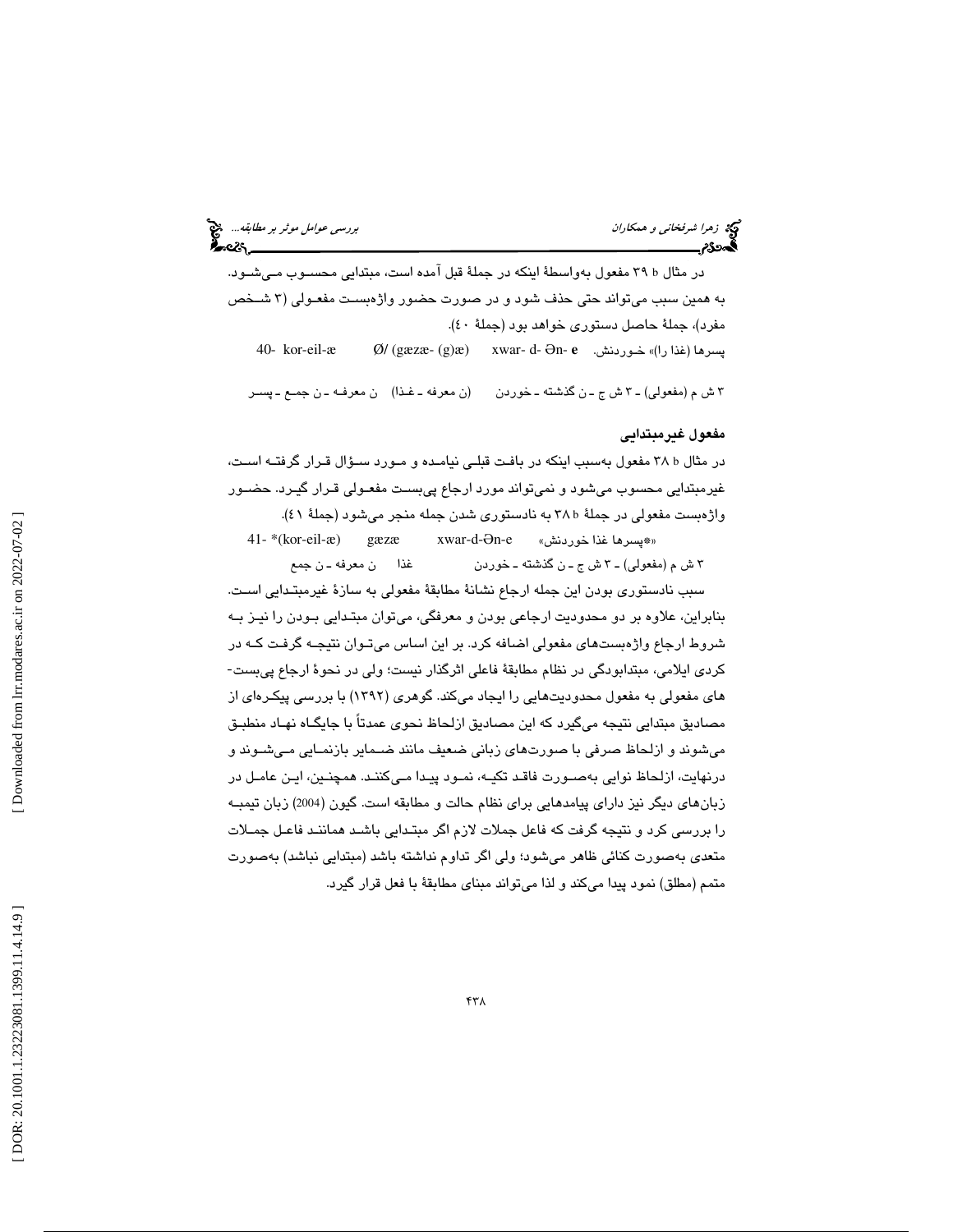در مثال b ۳۹ مفعول به‌واسطهٔ اینکه در جملهٔ قبل آمده است، مبتدایی محسوب می‌شود. به همین سبب می‌تواند حتی حذف شود و در صورت حضور واژه‌بست مفعولی (۳ شخص مفرد)، جملهٔ حاصل دستوری خواهد بود (جملهٔ ٤٠).

40- kor-eil-æ    Ø/ (gæzæ- (g)æ)    xwar- d- Ən- **e**    پسرها (غذا را)» خوردنش.

۳ ش م (مفعولی) ـ ۳ ش ج ـ ن گذشته ـ خوردن    (ن معرفه ـ غذا)    ن معرفه ـ ن جمع ـ پسر

**مفعول غیرمبتدایی**

در مثال b ۳۸ مفعول به‌سبب اینکه در بافت قبلی نیامده و مورد سؤال قرار گرفته است، غیرمبتدایی محسوب می‌شود و نمی‌تواند مورد ارجاع پی‌بست مفعولی قرار گیرد. حضور واژه‌بست مفعولی در جملهٔ b ۳۸ به نادستوری شدن جمله منجر می‌شود (جملهٔ ٤١).

41- *(kor-eil-æ)    gæzæ    xwar-d-Ən-e    «*پسرها غذا خوردنش»

۳ ش م (مفعولی) ـ ۳ ش ج ـ ن گذشته ـ خوردن    غذا    ن معرفه ـ ن جمع

سبب نادستوری بودن این جمله ارجاع نشانهٔ مطابقهٔ مفعولی به سازهٔ غیرمبتدایی است. بنابراین، علاوه بر دو محدودیت ارجاعی بودن و معرفگی، می‌توان مبتدایی بودن را نیز به شروط ارجاع واژه‌بست‌های مفعولی اضافه کرد. بر این اساس می‌توان نتیجه گرفت که در کردی ایلامی، مبتدابودگی در نظام مطابقهٔ فاعلی اثرگذار نیست؛ ولی در نحوهٔ ارجاع پی‌بست‌های مفعولی به مفعول محدودیت‌هایی را ایجاد می‌کند. گوهری (۱۳۹۲) با بررسی پیکره‌ای از مصادیق مبتدایی نتیجه می‌گیرد که این مصادیق ازلحاظ نحوی عمدتاً با جایگاه نهاد منطبق می‌شوند و ازلحاظ صرفی با صورت‌های زبانی ضعیف مانند ضمایر بازنمایی می‌شوند و درنهایت، ازلحاظ نوایی به‌صورت فاقد تکیه، نمود پیدا می‌کنند. همچنین، این عامل در زبان‌های دیگر نیز دارای پیامدهایی برای نظام حالت و مطابقه است. گیون (2004) زبان تیمبه را بررسی کرد و نتیجه گرفت که فاعل جملات لازم اگر مبتدایی باشد همانند فاعل جملات متعدی به‌صورت کنائی ظاهر می‌شود؛ ولی اگر تداوم نداشته باشد (مبتدایی نباشد) به‌صورت متمم (مطلق) نمود پیدا می‌کند و لذا می‌تواند مبنای مطابقهٔ با فعل قرار گیرد.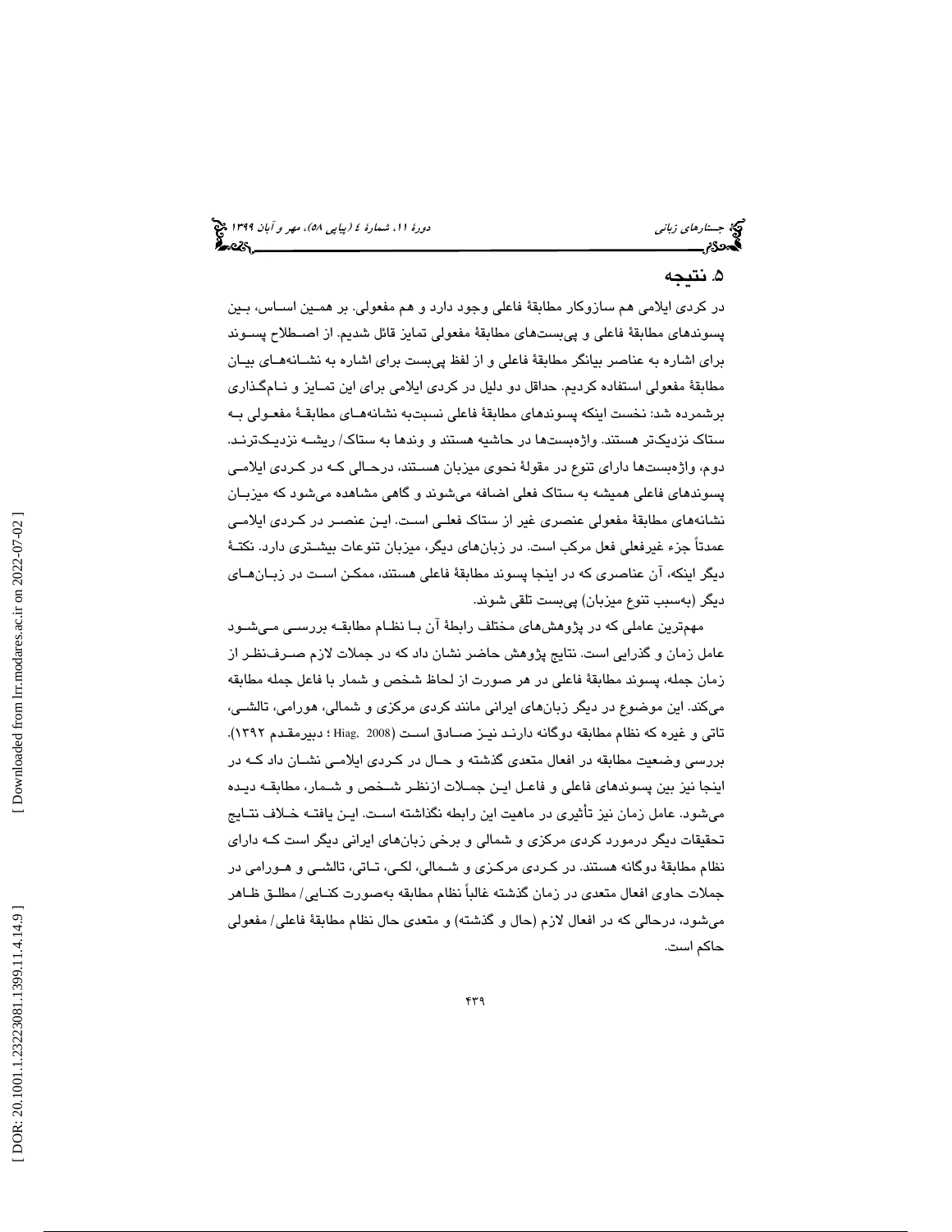## ۵. نتیجه

در کردی ایلامی هم سازوکار مطابقهٔ فاعلی وجود دارد و هم مفعولی. بر همین اساس، بین پسوندهای مطابقهٔ فاعلی و پی‌بست‌های مطابقهٔ مفعولی تمایز قائل شدیم. از اصطلاح پسوند برای اشاره به عناصر بیانگر مطابقهٔ فاعلی و از لفظ پی‌بست برای اشاره به نشانه‌های بیان مطابقهٔ مفعولی استفاده کردیم. حداقل دو دلیل در کردی ایلامی برای این تمایز و نام‌گذاری برشمرده شد: نخست اینکه پسوندهای مطابقهٔ فاعلی نسبت‌به نشانه‌های مطابقهٔ مفعولی به ستاک نزدیک‌تر هستند. واژه‌بست‌ها در حاشیه هستند و وندها به ستاک/ ریشه نزدیک‌ترند. دوم، واژه‌بست‌ها دارای تنوع در مقولهٔ نحوی میزبان هستند، درحالی که در کردی ایلامی پسوندهای فاعلی همیشه به ستاک فعلی اضافه می‌شوند و گاهی مشاهده می‌شود که میزبان نشانه‌های مطابقهٔ مفعولی عنصری غیر از ستاک فعلی است. این عنصر در کردی ایلامی عمدتاً جزء غیرفعلی فعل مرکب است. در زبان‌های دیگر، میزبان تنوعات بیشتری دارد. نکتهٔ دیگر اینکه، آن عناصری که در اینجا پسوند مطابقهٔ فاعلی هستند، ممکن است در زبان‌های دیگر (به‌سبب تنوع میزبان) پی‌بست تلقی شوند.

مهم‌ترین عاملی که در پژوهش‌های مختلف رابطهٔ آن با نظام مطابقه بررسی می‌شود عامل زمان و گذرایی است. نتایج پژوهش حاضر نشان داد که در جملات لازم صرف‌نظر از زمان جمله، پسوند مطابقهٔ فاعلی در هر صورت از لحاظ شخص و شمار با فاعل جمله مطابقه می‌کند. این موضوع در دیگر زبان‌های ایرانی مانند کردی مرکزی و شمالی، هورامی، تالشی، تاتی و غیره که نظام مطابقه دوگانه دارند نیز صادق است (Hiag, 2008 ؛ دبیرمقدم ۱۳۹۲). بررسی وضعیت مطابقه در افعال متعدی گذشته و حال در کردی ایلامی نشان داد که در اینجا نیز بین پسوندهای فاعلی و فاعل این جملات ازنظر شخص و شمار، مطابقه دیده می‌شود. عامل زمان نیز تأثیری در ماهیت این رابطه نگذاشته است. این یافته خلاف نتایج تحقیقات دیگر درمورد کردی مرکزی و شمالی و برخی زبان‌های ایرانی دیگر است که دارای نظام مطابقهٔ دوگانه هستند. در کردی مرکزی و شمالی، لکی، تاتی، تالشی و هورامی در جملات حاوی افعال متعدی در زمان گذشته غالباً نظام مطابقه به‌صورت کنایی/ مطلق ظاهر می‌شود، درحالی که در افعال لازم (حال و گذشته) و متعدی حال نظام مطابقهٔ فاعلی/ مفعولی حاکم است.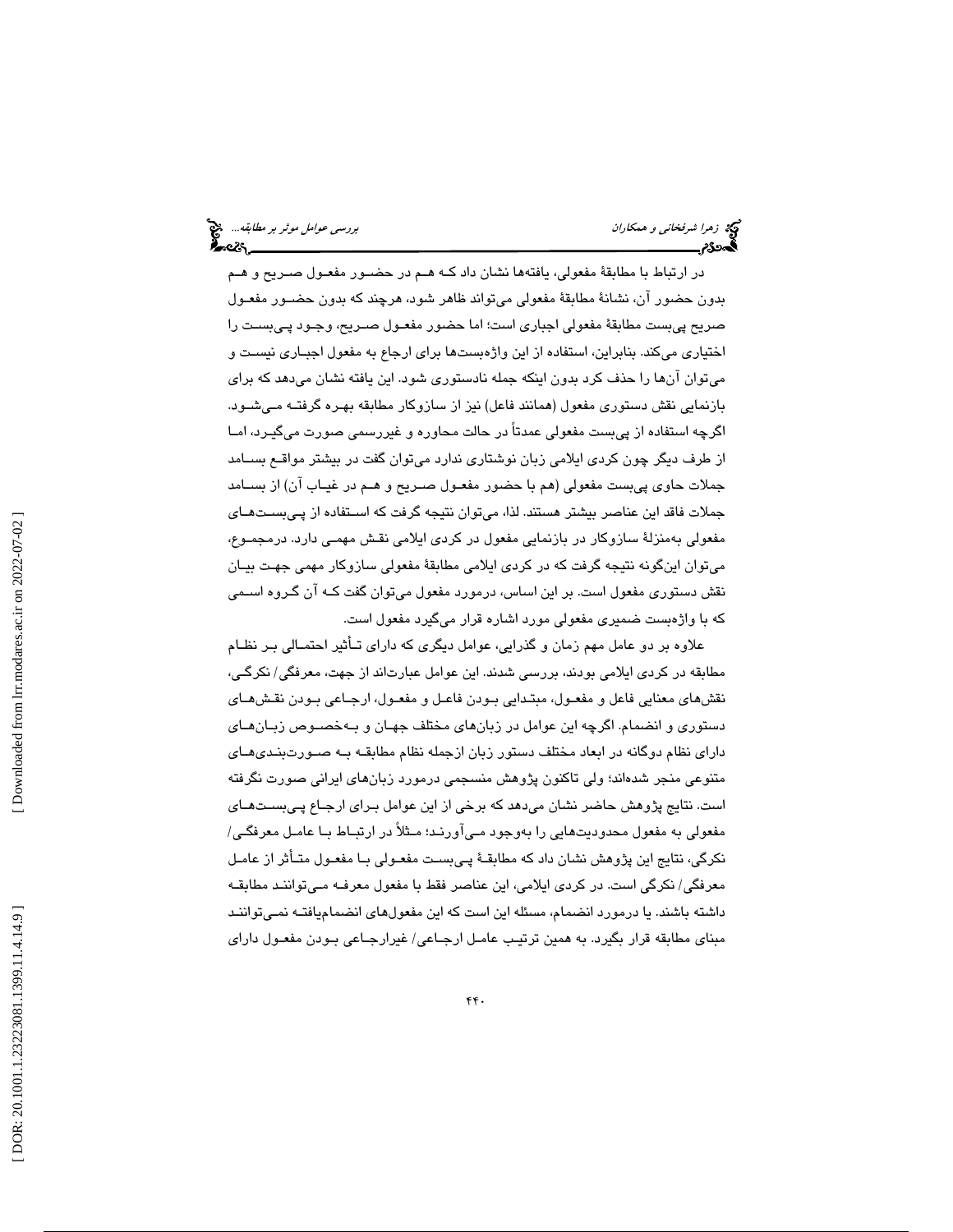در ارتباط با مطابقهٔ مفعولی، یافته‌ها نشان داد کـه هـم در حضـور مفعـول صـریح و هـم بدون حضور آن، نشانهٔ مطابقهٔ مفعولی می‌تواند ظاهر شود، هرچند که بدون حضـور مفعـول صریح پی‌بست مطابقهٔ مفعولی اجباری است؛ اما حضور مفعـول صـریح، وجـود پـی‌بسـت را اختیاری می‌کند. بنابراین، استفاده از این واژه‌بست‌ها برای ارجاع به مفعول اجبـاری نیسـت و می‌توان آن‌ها را حذف کرد بدون اینکه جمله نادستوری شود. این یافته نشان می‌دهد که برای بازنمایی نقش دستوری مفعول (همانند فاعل) نیز از سازوکار مطابقه بهـره گرفتـه مـی‌شـود. اگرچه استفاده از پی‌بست مفعولی عمدتاً در حالت محاوره و غیررسمی صورت می‌گیـرد، امـا از طرف دیگر چون کردی ایلامی زبان نوشتاری ندارد می‌توان گفت در بیشتر مواقـع بسـامد جملات حاوی پی‌بست مفعولی (هم با حضور مفعـول صـریح و هـم در غیـاب آن) از بسـامد جملات فاقد این عناصر بیشتر هستند. لذا، می‌توان نتیجه گرفت که اسـتفاده از پـی‌بسـت‌هـای مفعولی به‌منزلهٔ سازوکار در بازنمایی مفعول در کردی ایلامی نقش مهمـی دارد. درمجمـوع، می‌توان این‌گونه نتیجه گرفت که در کردی ایلامی مطابقهٔ مفعولی سازوکار مهمی جهـت بیـان نقش دستوری مفعول است. بر این اساس، درمورد مفعول می‌توان گفت کـه آن گـروه اسـمی که با واژه‌بست ضمیری مفعولی مورد اشاره قرار می‌گیرد مفعول است.

علاوه بر دو عامل مهم زمان و گذرایی، عوامل دیگری که دارای تـأثیر احتمـالی بـر نظـام مطابقه در کردی ایلامی بودند، بررسی شدند. این عوامل عبارت‌اند از جهت، معرفگی/ نکرگـی، نقش‌های معنایی فاعل و مفعـول، مبتـدایی بـودن فاعـل و مفعـول، ارجـاعی بـودن نقـش‌هـای دستوری و انضمام. اگرچه این عوامل در زبان‌های مختلف جهـان و بـه‌خصـوص زبـان‌هـای دارای نظام دوگانه در ابعاد مختلف دستور زبان ازجمله نظام مطابقـه بـه صـورت‌بنـدی‌هـای متنوعی منجر شده‌اند؛ ولی تاکنون پژوهش منسجمی درمورد زبان‌های ایرانی صورت نگرفته است. نتایج پژوهش حاضر نشان می‌دهد که برخی از این عوامل بـرای ارجـاع پـی‌بسـت‌هـای مفعولی به مفعول محدودیت‌هایی را به‌وجود مـی‌آورنـد؛ مـثلاً در ارتبـاط بـا عامـل معرفگـی/ نکرگی، نتایج این پژوهش نشان داد که مطابقـهٔ پـی‌بسـت مفعـولی بـا مفعـول متـأثر از عامـل معرفگی/ نکرگی است. در کردی ایلامی، این عناصر فقط با مفعول معرفـه مـی‌تواننـد مطابقـه داشته باشند. یا درمورد انضمام، مسئله این است که این مفعول‌های انضمام‌یافتـه نمـی‌تواننـد مبنای مطابقه قرار بگیرد. به همین ترتیـب عامـل ارجـاعی/ غیرارجـاعی بـودن مفعـول دارای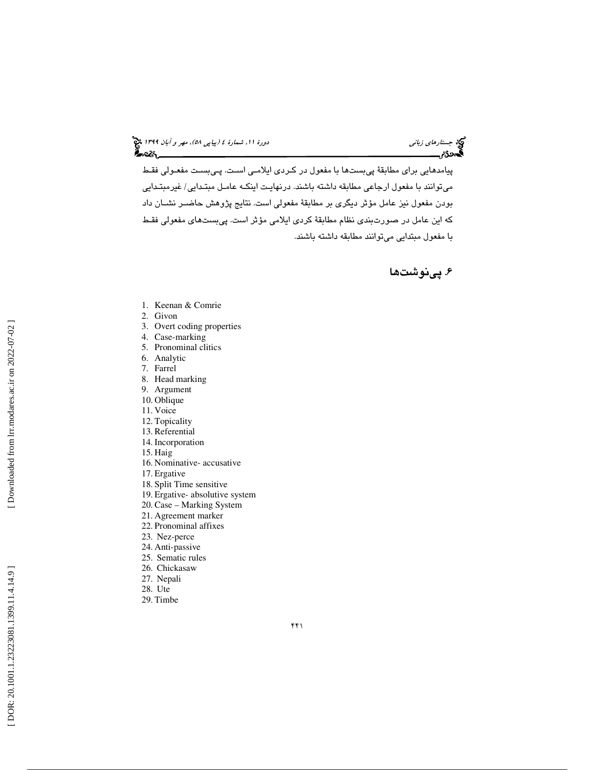پیامدهایی برای مطابقهٔ پی‌بست‌ها با مفعول در کردی ایلامی است. پی‌بست مفعولی فقط می‌توانند با مفعول ارجاعی مطابقه داشته باشند. درنهایت اینکه عامل مبتدایی/ غیرمبتدایی بودن مفعول نیز عامل مؤثر دیگری بر مطابقهٔ مفعولی است. نتایج پژوهش حاضر نشان داد که این عامل در صورت‌بندی نظام مطابقهٔ کردی ایلامی مؤثر است. پی‌بست‌های مفعولی فقط با مفعول مبتدایی می‌توانند مطابقه داشته باشند.

## ۶. پی‌نوشت‌ها

1. Keenan & Comrie
2. Givon
3. Overt coding properties
4. Case-marking
5. Pronominal clitics
6. Analytic
7. Farrel
8. Head marking
9. Argument
10. Oblique
11. Voice
12. Topicality
13. Referential
14. Incorporation
15. Haig
16. Nominative- accusative
17. Ergative
18. Split Time sensitive
19. Ergative- absolutive system
20. Case – Marking System
21. Agreement marker
22. Pronominal affixes
23. Nez-perce
24. Anti-passive
25. Sematic rules
26. Chickasaw
27. Nepali
28. Ute
29. Timbe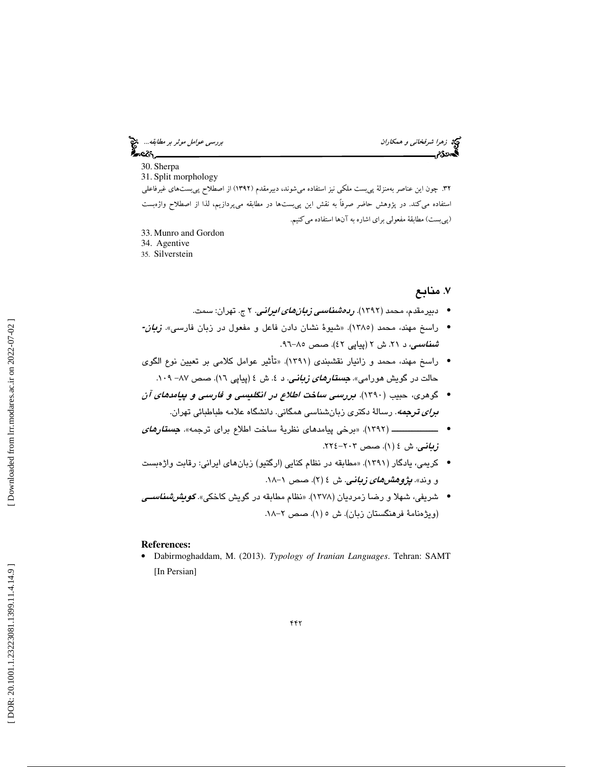30. Sherpa

31. Split morphology

۳۲. چون این عناصر به‌منزلهٔ پی‌بست ملکی نیز استفاده می‌شوند، دبیرمقدم (۱۳۹۲) از اصطلاح پی‌بست‌های غیرفاعلی استفاده می‌کند. در پژوهش حاضر صرفاً به نقش این پی‌بست‌ها در مطابقه می‌پردازیم، لذا از اصطلاح واژه‌بست (پی‌بست) مطابقهٔ مفعولی برای اشاره به آن‌ها استفاده می‌کنیم.

33. Munro and Gordon

34. Agentive

35. Silverstein

## ۷. منابع

- دبیرمقدم، محمد (۱۳۹۲). ***رده‌شناسی زبان‌های ایرانی***. ۲ ج. تهران: سمت.
- راسخ مهند، محمد (۱۳۸۵). «شیوهٔ نشان دادن فاعل و مفعول در زبان فارسی». ***زبان-شناسی***، د ۲۱. ش ۲ (پیاپی ۴۲). صص ۸۵-۹۶.
- راسخ مهند، محمد و زانیار نقشبندی (۱۳۹۱). «تأثیر عوامل کلامی بر تعیین نوع الگوی حالت در گویش هورامی». ***جستارهای زبانی***. د ٤. ش ٤ (پیاپی ١٦). صص ٨٧- ١٠٩.
- گوهری، حبیب (۱۳۹۰). ***بررسی ساخت اطلاع در انگلیسی و فارسی و پیامدهای آن برای ترجمه***. رسالهٔ دکتری زبان‌شناسی همگانی. دانشگاه علامه طباطبائی تهران.
- ــــــــــــــ (۱۳۹۲). «برخی پیامدهای نظریهٔ ساخت اطلاع برای ترجمه». ***جستارهای زبانی***. ش ٤ (١). صص ٢٠٣-٢٢٤.
- کریمی، یادگار (۱۳۹۱). «مطابقه در نظام کنایی (ارگتیو) زبان‌های ایرانی: رقابت واژه‌بست و وند». ***پژوهش‌های زبانی***. ش ٤ (٢). صص ١-١٨.
- شریفی، شهلا و رضا زمردیان (۱۳۷۸). «نظام مطابقه در گویش کاخکی». ***گویش‌شناسی*** (ویژه‌نامهٔ فرهنگستان زبان). ش ٥ (١). صص ٢-١٨.

**References:**

- Dabirmoghaddam, M. (2013). *Typology of Iranian Languages*. Tehran: SAMT [In Persian]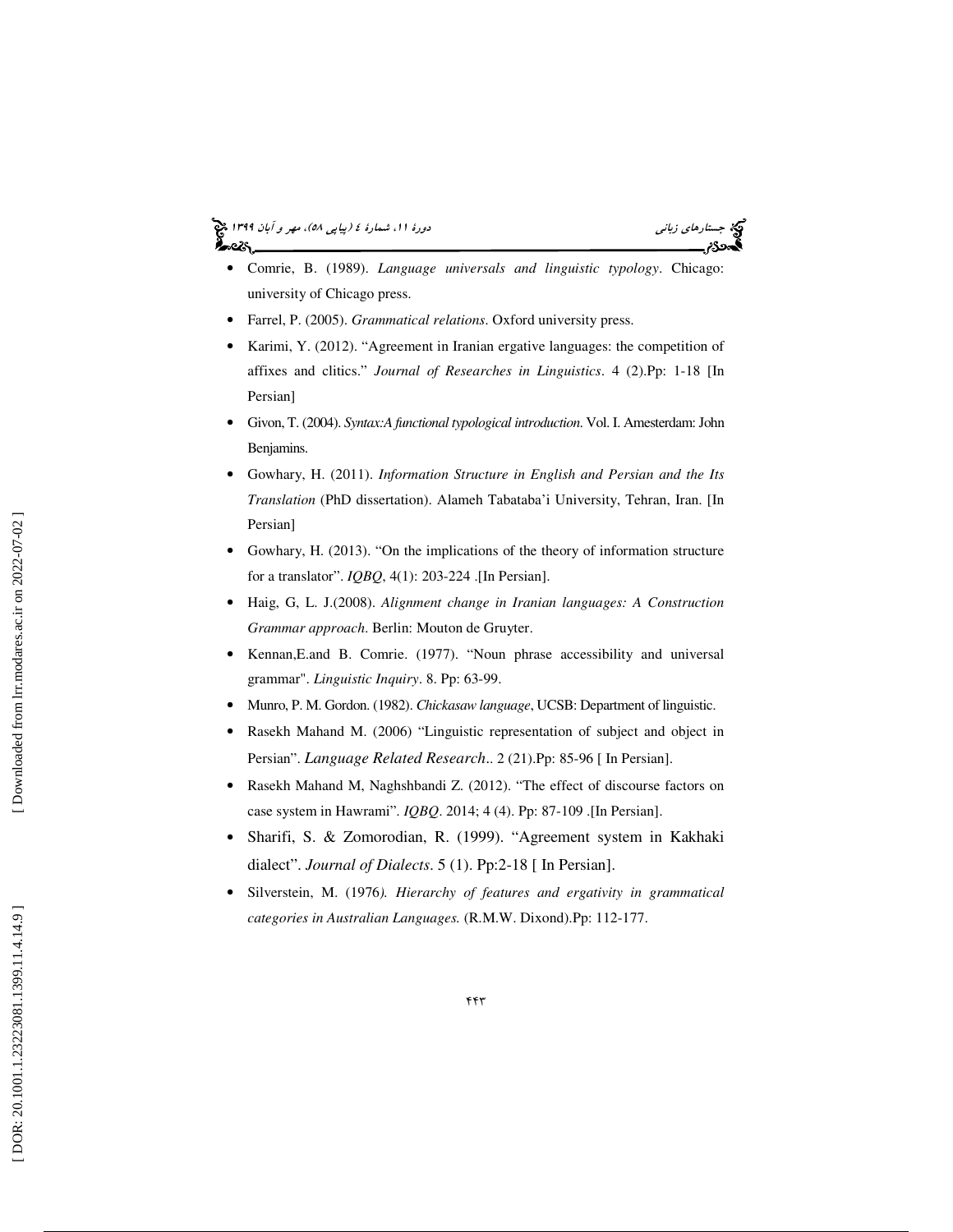- Comrie, B. (1989). *Language universals and linguistic typology*. Chicago: university of Chicago press.
- Farrel, P. (2005). *Grammatical relations*. Oxford university press.
- Karimi, Y. (2012). "Agreement in Iranian ergative languages: the competition of affixes and clitics." *Journal of Researches in Linguistics*. 4 (2).Pp: 1-18 [In Persian]
- Givon, T. (2004). *Syntax:A functional typological introduction*. Vol. I. Amesterdam: John Benjamins.
- Gowhary, H. (2011). *Information Structure in English and Persian and the Its Translation* (PhD dissertation). Alameh Tabataba'i University, Tehran, Iran. [In Persian]
- Gowhary, H. (2013). "On the implications of the theory of information structure for a translator". *IQBQ*, 4(1): 203-224 .[In Persian].
- Haig, G, L. J.(2008). *Alignment change in Iranian languages: A Construction Grammar approach*. Berlin: Mouton de Gruyter.
- Kennan,E.and B. Comrie. (1977). "Noun phrase accessibility and universal grammar". *Linguistic Inquiry*. 8. Pp: 63-99.
- Munro, P. M. Gordon. (1982). *Chickasaw language*, UCSB: Department of linguistic.
- Rasekh Mahand M. (2006) "Linguistic representation of subject and object in Persian". *Language Related Research*.. 2 (21).Pp: 85-96 [ In Persian].
- Rasekh Mahand M, Naghshbandi Z. (2012). "The effect of discourse factors on case system in Hawrami". *IQBQ*. 2014; 4 (4). Pp: 87-109 .[In Persian].
- Sharifi, S. & Zomorodian, R. (1999). "Agreement system in Kakhaki dialect". *Journal of Dialects*. 5 (1). Pp:2-18 [ In Persian].
- Silverstein, M. (1976*). Hierarchy of features and ergativity in grammatical categories in Australian Languages.* (R.M.W. Dixond).Pp: 112-177.